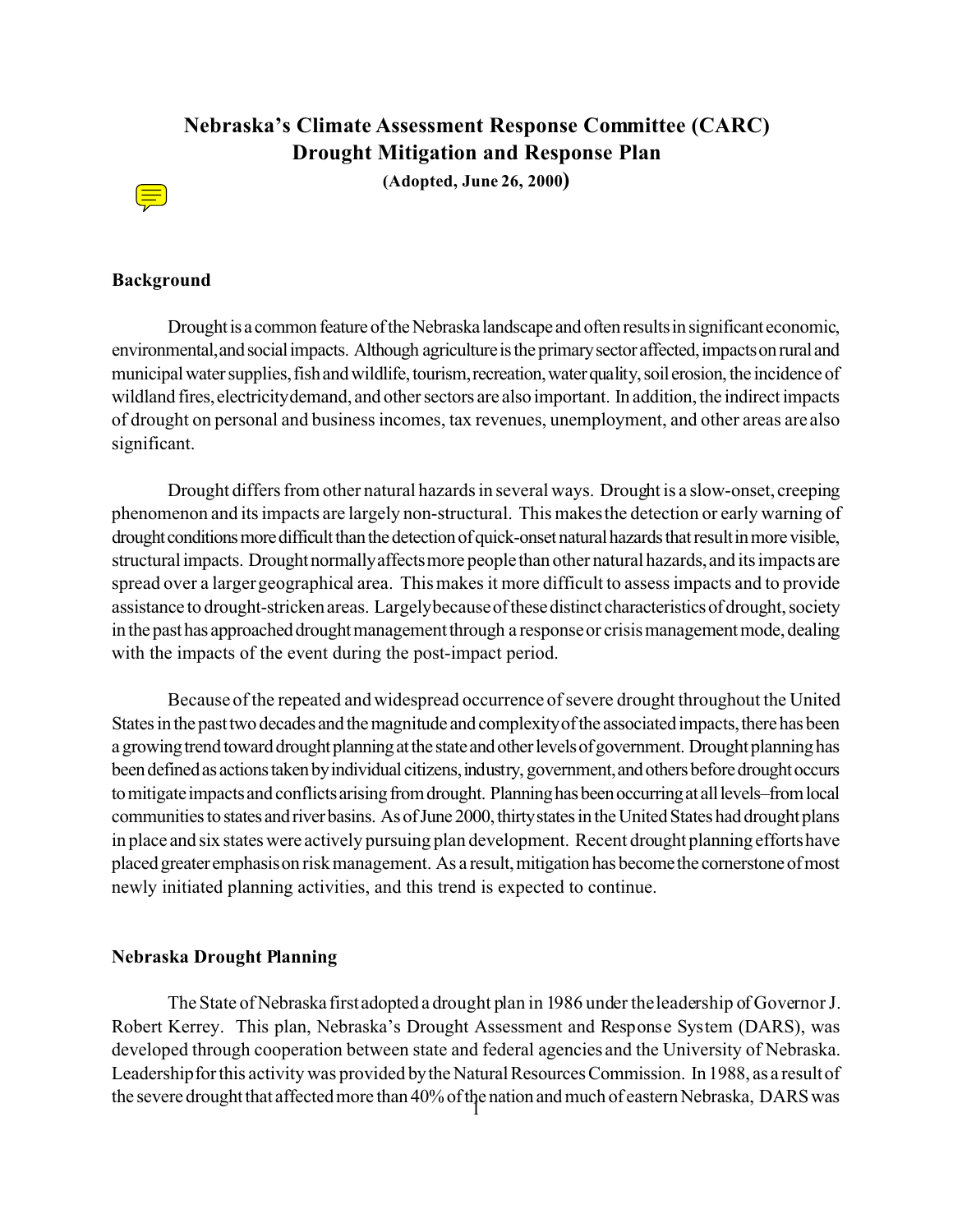# Nebraska's Climate Assessment Response Committee (CARC) Drought Mitigation and Response Plan

**(Adopted, June 26, 2000)**

## Background

Drought is a common feature of the Nebraska landscape and often results in significant economic, environmental, and social impacts. Although agriculture is the primary sector affected, impacts on rural and municipal water supplies, fish and wildlife, tourism, recreation, water quality, soil erosion, the incidence of wildland fires, electricity demand, and other sectors are also important. In addition, the indirect impacts of drought on personal and business incomes, tax revenues, unemployment, and other areas are also significant.

Drought differs from other natural hazards in several ways. Drought is a slow-onset, creeping phenomenon and its impacts are largely non-structural. This makes the detection or early warning of drought conditions more difficult than the detection of quick-onset natural hazards that result in more visible, structural impacts. Drought normally affects more people than other natural hazards, and its impacts are spread over a larger geographical area. This makes it more difficult to assess impacts and to provide assistance to drought-stricken areas. Largely because of these distinct characteristics of drought, society in the past has approached drought management through a response or crisis management mode, dealing with the impacts of the event during the post-impact period.

Because of the repeated and widespread occurrence of severe drought throughout the United States in the past two decades and the magnitude and complexity of the associated impacts, there has been a growing trend toward drought planning at the state and other levels of government. Drought planning has been defined as actions taken by individual citizens, industry, government, and others before drought occurs to mitigate impacts and conflicts arising from drought. Planning has been occurring at all levels–from local communities to states and river basins. As of June 2000, thirty states in the United States had drought plans in place and six states were actively pursuing plan development. Recent drought planning efforts have placed greater emphasis on risk management. As a result, mitigation has become the cornerstone of most newly initiated planning activities, and this trend is expected to continue.

## Nebraska Drought Planning

The State of Nebraska first adopted a drought plan in 1986 under the leadership of Governor J. Robert Kerrey. This plan, Nebraska's Drought Assessment and Response System (DARS), was developed through cooperation between state and federal agencies and the University of Nebraska. Leadership for this activity was provided by the Natural Resources Commission. In 1988, as a result of the severe drought that affected more than 40% of the nation and much of eastern Nebraska, DARS was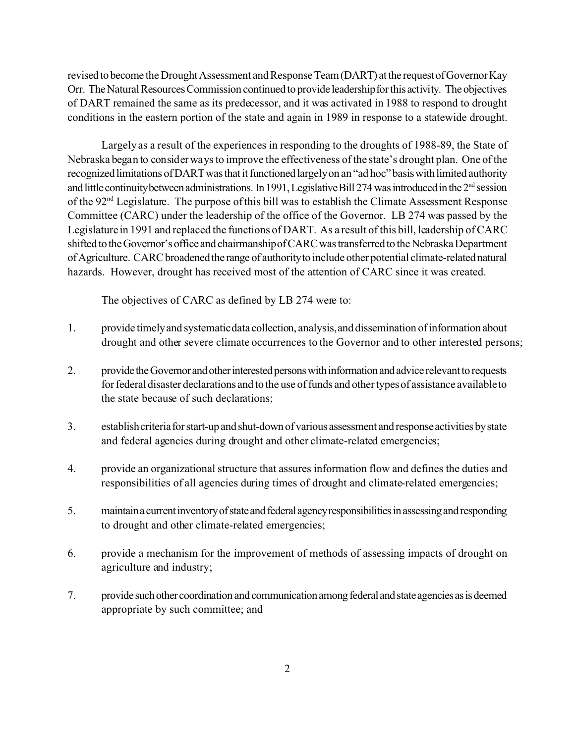revised to become the Drought Assessment and Response Team (DART) at the request of Governor Kay Orr. The Natural Resources Commission continued to provide leadership for this activity. The objectives of DART remained the same as its predecessor, and it was activated in 1988 to respond to drought conditions in the eastern portion of the state and again in 1989 in response to a statewide drought.

Largely as a result of the experiences in responding to the droughts of 1988-89, the State of Nebraska began to consider ways to improve the effectiveness of the state's drought plan. One of the recognized limitations of DART was that it functioned largely on an "ad hoc" basis with limited authority and little continuity between administrations. In 1991, Legislative Bill 274 was introduced in the 2nd session of the 92nd Legislature. The purpose of this bill was to establish the Climate Assessment Response Committee (CARC) under the leadership of the office of the Governor. LB 274 was passed by the Legislature in 1991 and replaced the functions of DART. As a result of this bill, leadership of CARC shifted to the Governor's office and chairmanship of CARC was transferred to the Nebraska Department of Agriculture. CARC broadened the range of authority to include other potential climate-related natural hazards. However, drought has received most of the attention of CARC since it was created.

The objectives of CARC as defined by LB 274 were to:

1. provide timely and systematic data collection, analysis, and dissemination of information about drought and other severe climate occurrences to the Governor and to other interested persons;

2. provide the Governor and other interested persons with information and advice relevant to requests for federal disaster declarations and to the use of funds and other types of assistance available to the state because of such declarations;

3. establish criteria for start-up and shut-down of various assessment and response activities by state and federal agencies during drought and other climate-related emergencies;

4. provide an organizational structure that assures information flow and defines the duties and responsibilities of all agencies during times of drought and climate-related emergencies;

5. maintain a current inventory of state and federal agency responsibilities in assessing and responding to drought and other climate-related emergencies;

6. provide a mechanism for the improvement of methods of assessing impacts of drought on agriculture and industry;

7. provide such other coordination and communication among federal and state agencies as is deemed appropriate by such committee; and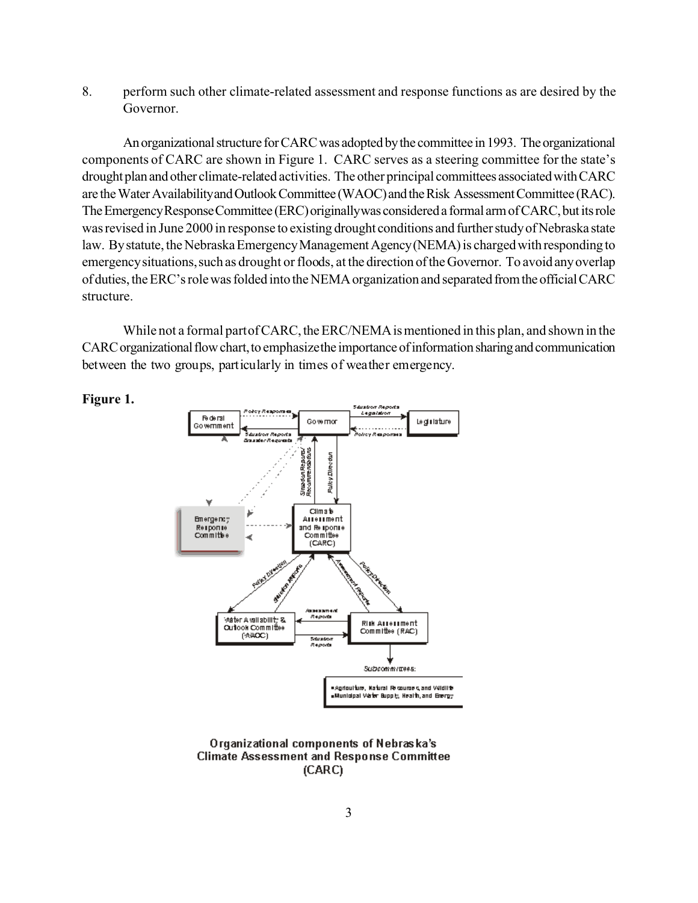8. perform such other climate-related assessment and response functions as are desired by the Governor.

An organizational structure for CARC was adopted by the committee in 1993. The organizational components of CARC are shown in Figure 1. CARC serves as a steering committee for the state's drought plan and other climate-related activities. The other principal committees associated with CARC are the Water Availability and Outlook Committee (WAOC) and the Risk Assessment Committee (RAC). The Emergency Response Committee (ERC) originally was considered a formal arm of CARC, but its role was revised in June 2000 in response to existing drought conditions and further study of Nebraska state law. By statute, the Nebraska Emergency Management Agency (NEMA) is charged with responding to emergency situations, such as drought or floods, at the direction of the Governor. To avoid any overlap of duties, the ERC's role was folded into the NEMA organization and separated from the official CARC structure.

While not a formal part of CARC, the ERC/NEMA is mentioned in this plan, and shown in the CARC organizational flow chart, to emphasize the importance of information sharing and communication between the two groups, particularly in times of weather emergency.

**Figure 1.**

Organizational components of Nebraska's Climate Assessment and Response Committee (CARC)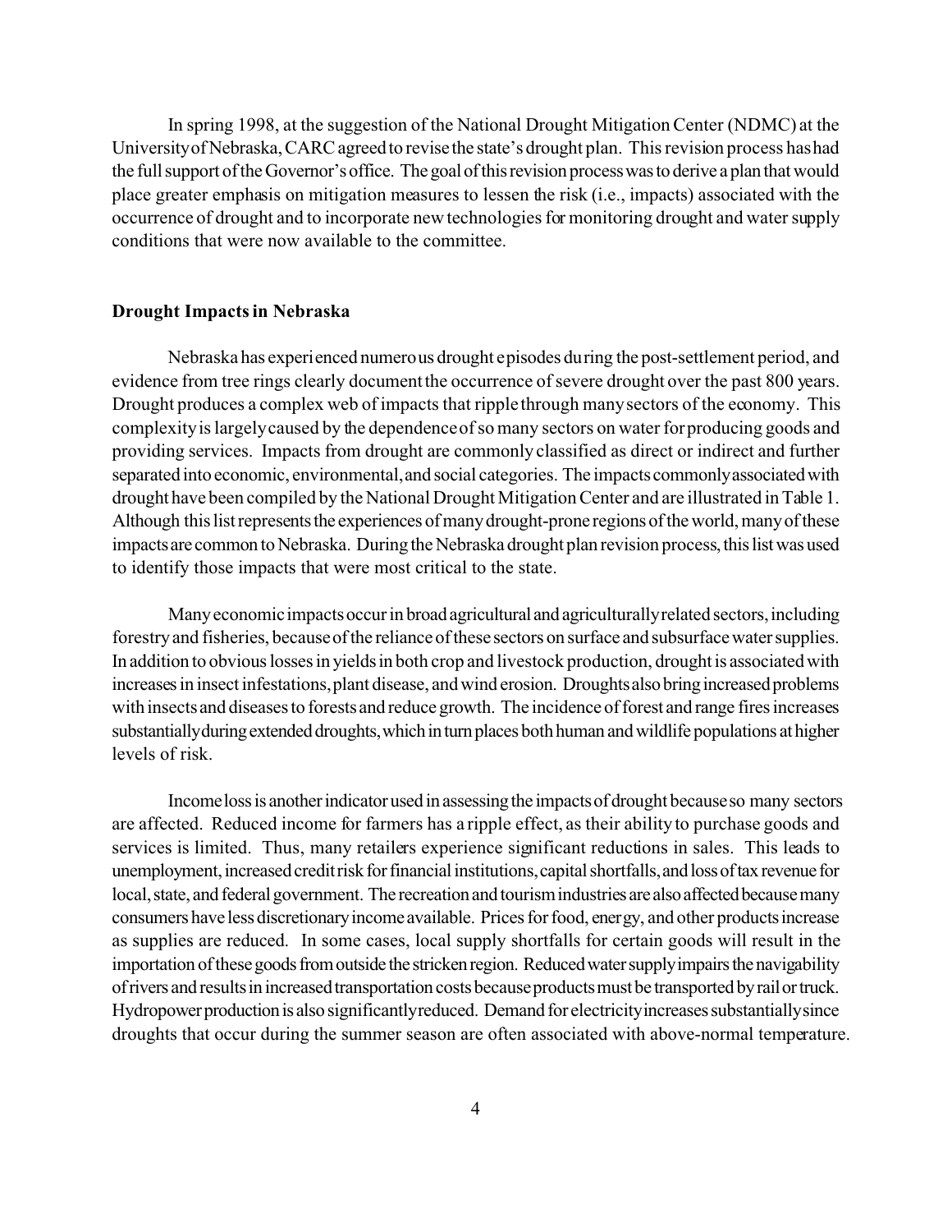In spring 1998, at the suggestion of the National Drought Mitigation Center (NDMC) at the University of Nebraska, CARC agreed to revise the state's drought plan. This revision process has had the full support of the Governor's office. The goal of this revision process was to derive a plan that would place greater emphasis on mitigation measures to lessen the risk (i.e., impacts) associated with the occurrence of drought and to incorporate new technologies for monitoring drought and water supply conditions that were now available to the committee.

**Drought Impacts in Nebraska**

Nebraska has experienced numerous drought episodes during the post-settlement period, and evidence from tree rings clearly document the occurrence of severe drought over the past 800 years. Drought produces a complex web of impacts that ripple through many sectors of the economy. This complexity is largely caused by the dependence of so many sectors on water for producing goods and providing services. Impacts from drought are commonly classified as direct or indirect and further separated into economic, environmental, and social categories. The impacts commonly associated with drought have been compiled by the National Drought Mitigation Center and are illustrated in Table 1. Although this list represents the experiences of many drought-prone regions of the world, many of these impacts are common to Nebraska. During the Nebraska drought plan revision process, this list was used to identify those impacts that were most critical to the state.

Many economic impacts occur in broad agricultural and agriculturally related sectors, including forestry and fisheries, because of the reliance of these sectors on surface and subsurface water supplies. In addition to obvious losses in yields in both crop and livestock production, drought is associated with increases in insect infestations, plant disease, and wind erosion. Droughts also bring increased problems with insects and diseases to forests and reduce growth. The incidence of forest and range fires increases substantially during extended droughts, which in turn places both human and wildlife populations at higher levels of risk.

Income loss is another indicator used in assessing the impacts of drought because so many sectors are affected. Reduced income for farmers has a ripple effect, as their ability to purchase goods and services is limited. Thus, many retailers experience significant reductions in sales. This leads to unemployment, increased credit risk for financial institutions, capital shortfalls, and loss of tax revenue for local, state, and federal government. The recreation and tourism industries are also affected because many consumers have less discretionary income available. Prices for food, energy, and other products increase as supplies are reduced. In some cases, local supply shortfalls for certain goods will result in the importation of these goods from outside the stricken region. Reduced water supply impairs the navigability of rivers and results in increased transportation costs because products must be transported by rail or truck. Hydropower production is also significantly reduced. Demand for electricity increases substantially since droughts that occur during the summer season are often associated with above-normal temperature.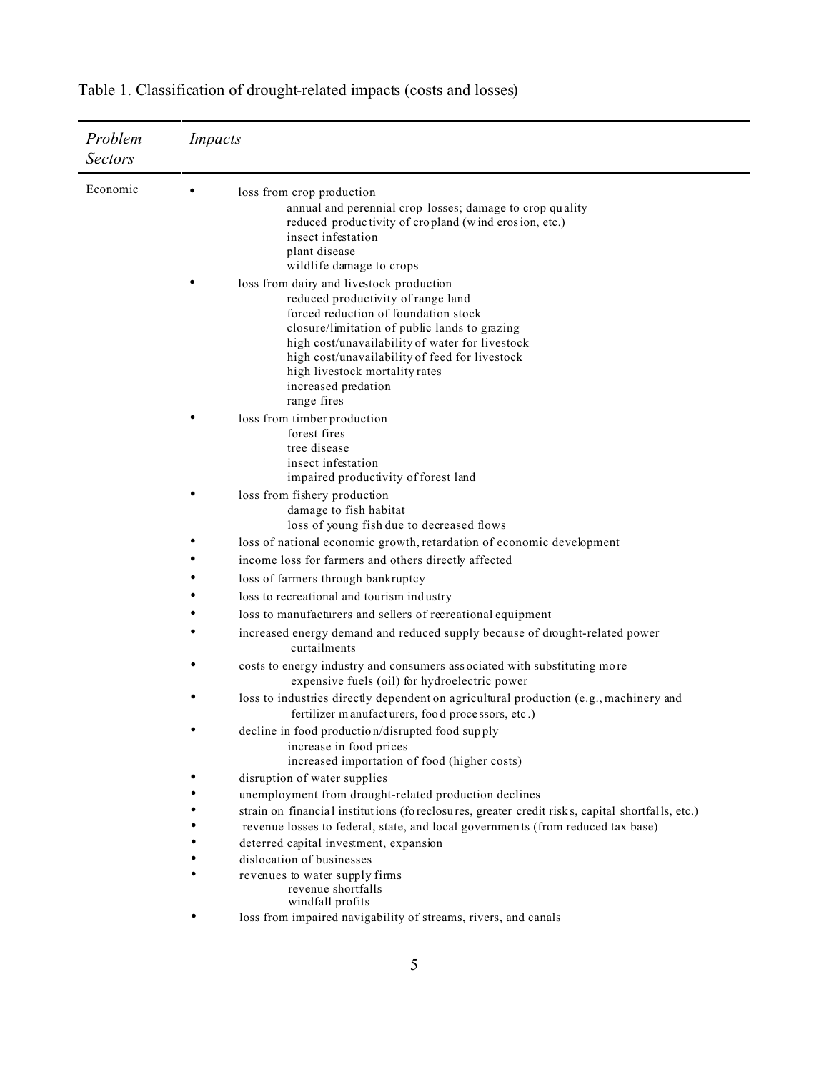Table 1. Classification of drought-related impacts (costs and losses)

| *Problem Sectors* | *Impacts* |
|---|---|
| Economic | • loss from crop production<br>  annual and perennial crop losses; damage to crop quality<br>  reduced productivity of cropland (wind erosion, etc.)<br>  insect infestation<br>  plant disease<br>  wildlife damage to crops<br>• loss from dairy and livestock production<br>  reduced productivity of range land<br>  forced reduction of foundation stock<br>  closure/limitation of public lands to grazing<br>  high cost/unavailability of water for livestock<br>  high cost/unavailability of feed for livestock<br>  high livestock mortality rates<br>  increased predation<br>  range fires<br>• loss from timber production<br>  forest fires<br>  tree disease<br>  insect infestation<br>  impaired productivity of forest land<br>• loss from fishery production<br>  damage to fish habitat<br>  loss of young fish due to decreased flows<br>• loss of national economic growth, retardation of economic development<br>• income loss for farmers and others directly affected<br>• loss of farmers through bankruptcy<br>• loss to recreational and tourism industry<br>• loss to manufacturers and sellers of recreational equipment<br>• increased energy demand and reduced supply because of drought-related power curtailments<br>• costs to energy industry and consumers associated with substituting more expensive fuels (oil) for hydroelectric power<br>• loss to industries directly dependent on agricultural production (e.g., machinery and fertilizer manufacturers, food processors, etc.)<br>• decline in food production/disrupted food supply<br>  increase in food prices<br>  increased importation of food (higher costs)<br>• disruption of water supplies<br>• unemployment from drought-related production declines<br>• strain on financial institutions (foreclosures, greater credit risks, capital shortfalls, etc.)<br>• revenue losses to federal, state, and local governments (from reduced tax base)<br>• deterred capital investment, expansion<br>• dislocation of businesses<br>• revenues to water supply firms<br>  revenue shortfalls<br>  windfall profits<br>• loss from impaired navigability of streams, rivers, and canals |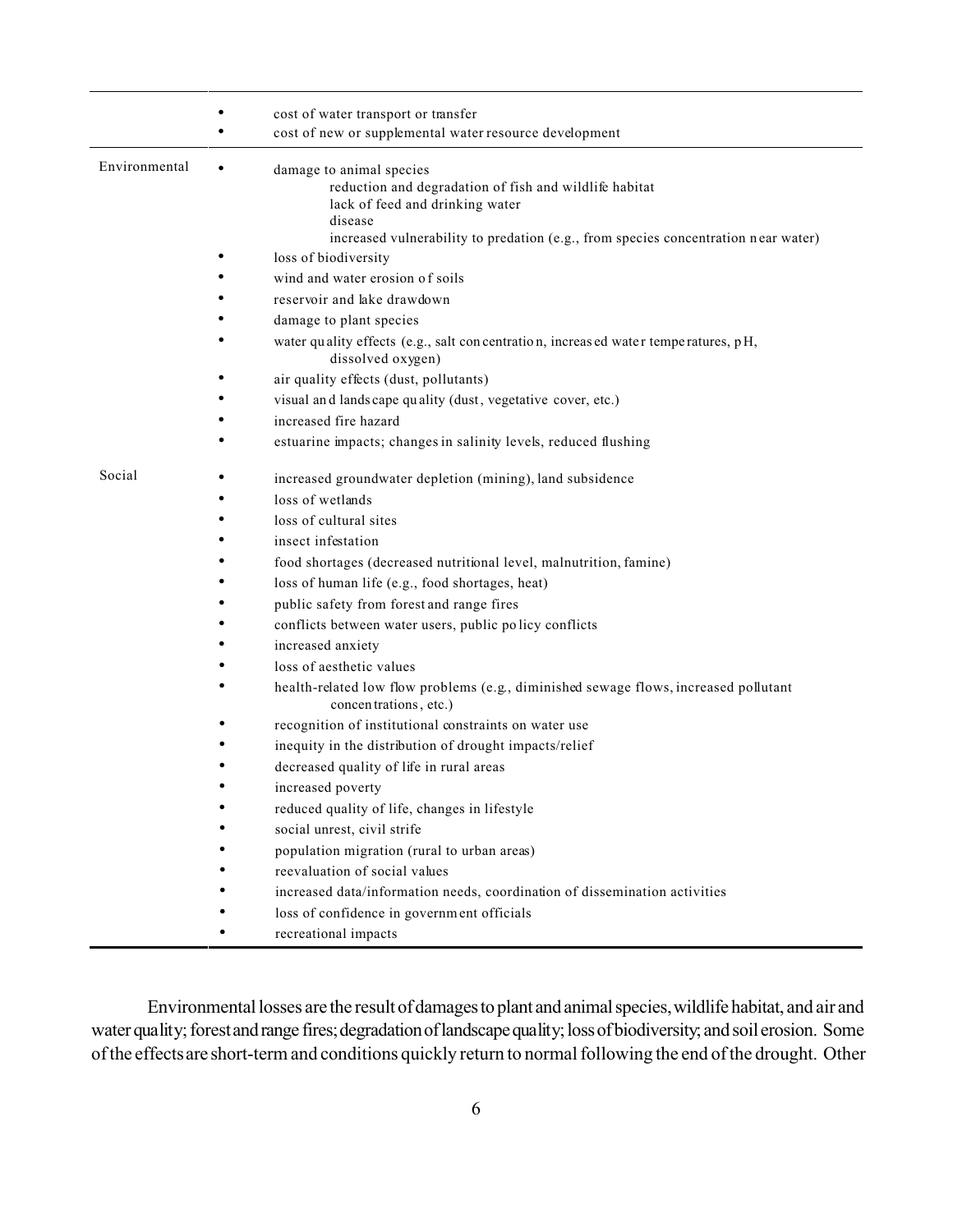| | |
|---|---|
| | • cost of water transport or transfer<br>• cost of new or supplemental water resource development |
| Environmental | • damage to animal species<br>&nbsp;&nbsp;&nbsp;&nbsp;reduction and degradation of fish and wildlife habitat<br>&nbsp;&nbsp;&nbsp;&nbsp;lack of feed and drinking water<br>&nbsp;&nbsp;&nbsp;&nbsp;disease<br>&nbsp;&nbsp;&nbsp;&nbsp;increased vulnerability to predation (e.g., from species concentration near water)<br>• loss of biodiversity<br>• wind and water erosion of soils<br>• reservoir and lake drawdown<br>• damage to plant species<br>• water quality effects (e.g., salt concentration, increased water temperatures, pH, dissolved oxygen)<br>• air quality effects (dust, pollutants)<br>• visual and landscape quality (dust, vegetative cover, etc.)<br>• increased fire hazard<br>• estuarine impacts; changes in salinity levels, reduced flushing |
| Social | • increased groundwater depletion (mining), land subsidence<br>• loss of wetlands<br>• loss of cultural sites<br>• insect infestation<br>• food shortages (decreased nutritional level, malnutrition, famine)<br>• loss of human life (e.g., food shortages, heat)<br>• public safety from forest and range fires<br>• conflicts between water users, public policy conflicts<br>• increased anxiety<br>• loss of aesthetic values<br>• health-related low flow problems (e.g., diminished sewage flows, increased pollutant concentrations, etc.)<br>• recognition of institutional constraints on water use<br>• inequity in the distribution of drought impacts/relief<br>• decreased quality of life in rural areas<br>• increased poverty<br>• reduced quality of life, changes in lifestyle<br>• social unrest, civil strife<br>• population migration (rural to urban areas)<br>• reevaluation of social values<br>• increased data/information needs, coordination of dissemination activities<br>• loss of confidence in government officials<br>• recreational impacts |

Environmental losses are the result of damages to plant and animal species, wildlife habitat, and air and water quality; forest and range fires; degradation of landscape quality; loss of biodiversity; and soil erosion. Some of the effects are short-term and conditions quickly return to normal following the end of the drought. Other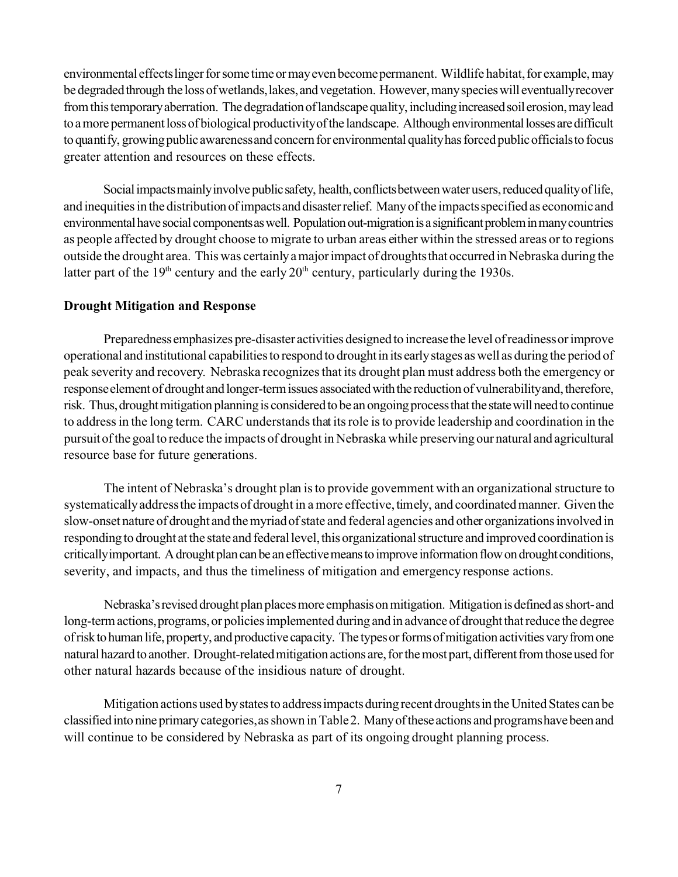environmental effects linger for some time or may even become permanent. Wildlife habitat, for example, may be degraded through the loss of wetlands, lakes, and vegetation. However, many species will eventually recover from this temporary aberration. The degradation of landscape quality, including increased soil erosion, may lead to a more permanent loss of biological productivity of the landscape. Although environmental losses are difficult to quantify, growing public awareness and concern for environmental quality has forced public officials to focus greater attention and resources on these effects.

Social impacts mainly involve public safety, health, conflicts between water users, reduced quality of life, and inequities in the distribution of impacts and disaster relief. Many of the impacts specified as economic and environmental have social components as well. Population out-migration is a significant problem in many countries as people affected by drought choose to migrate to urban areas either within the stressed areas or to regions outside the drought area. This was certainly a major impact of droughts that occurred in Nebraska during the latter part of the 19th century and the early 20th century, particularly during the 1930s.

**Drought Mitigation and Response**

Preparedness emphasizes pre-disaster activities designed to increase the level of readiness or improve operational and institutional capabilities to respond to drought in its early stages as well as during the period of peak severity and recovery. Nebraska recognizes that its drought plan must address both the emergency or response element of drought and longer-term issues associated with the reduction of vulnerability and, therefore, risk. Thus, drought mitigation planning is considered to be an ongoing process that the state will need to continue to address in the long term. CARC understands that its role is to provide leadership and coordination in the pursuit of the goal to reduce the impacts of drought in Nebraska while preserving our natural and agricultural resource base for future generations.

The intent of Nebraska's drought plan is to provide government with an organizational structure to systematically address the impacts of drought in a more effective, timely, and coordinated manner. Given the slow-onset nature of drought and the myriad of state and federal agencies and other organizations involved in responding to drought at the state and federal level, this organizational structure and improved coordination is critically important. A drought plan can be an effective means to improve information flow on drought conditions, severity, and impacts, and thus the timeliness of mitigation and emergency response actions.

Nebraska's revised drought plan places more emphasis on mitigation. Mitigation is defined as short- and long-term actions, programs, or policies implemented during and in advance of drought that reduce the degree of risk to human life, property, and productive capacity. The types or forms of mitigation activities vary from one natural hazard to another. Drought-related mitigation actions are, for the most part, different from those used for other natural hazards because of the insidious nature of drought.

Mitigation actions used by states to address impacts during recent droughts in the United States can be classified into nine primary categories, as shown in Table 2. Many of these actions and programs have been and will continue to be considered by Nebraska as part of its ongoing drought planning process.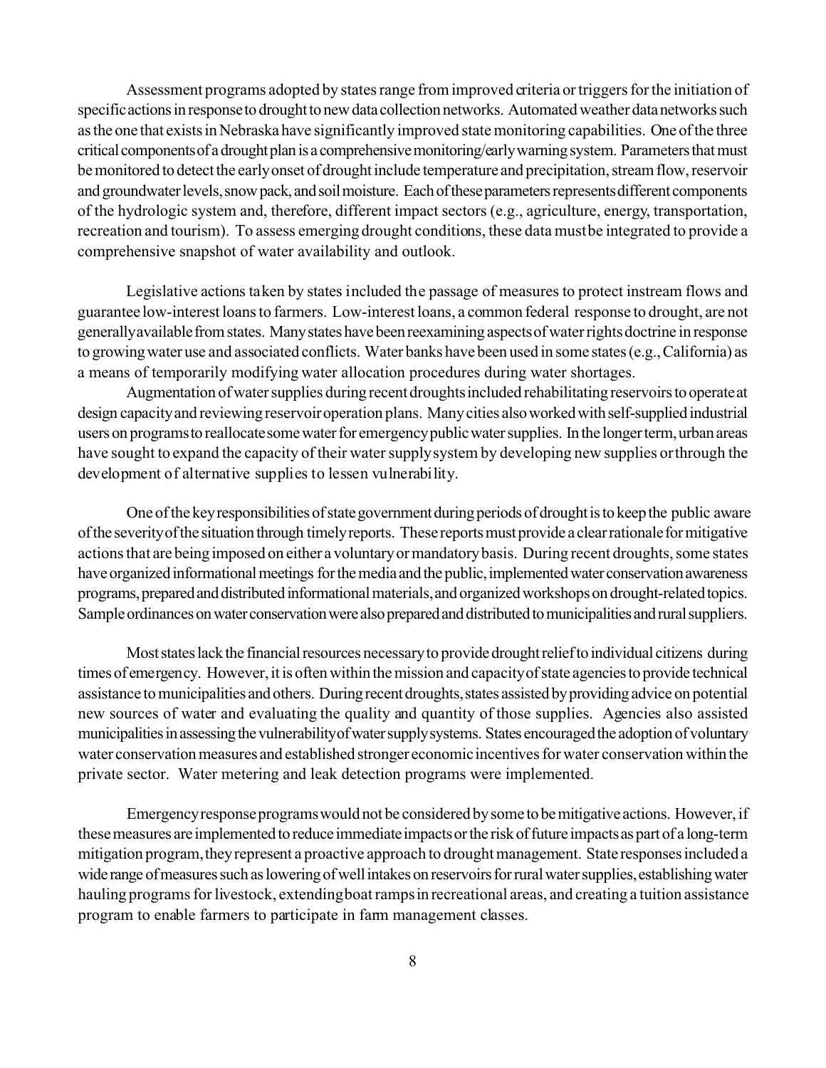Assessment programs adopted by states range from improved criteria or triggers for the initiation of specific actions in response to drought to new data collection networks. Automated weather data networks such as the one that exists in Nebraska have significantly improved state monitoring capabilities. One of the three critical components of a drought plan is a comprehensive monitoring/early warning system. Parameters that must be monitored to detect the early onset of drought include temperature and precipitation, stream flow, reservoir and groundwater levels, snow pack, and soil moisture. Each of these parameters represents different components of the hydrologic system and, therefore, different impact sectors (e.g., agriculture, energy, transportation, recreation and tourism). To assess emerging drought conditions, these data must be integrated to provide a comprehensive snapshot of water availability and outlook.

Legislative actions taken by states included the passage of measures to protect instream flows and guarantee low-interest loans to farmers. Low-interest loans, a common federal response to drought, are not generally available from states. Many states have been reexamining aspects of water rights doctrine in response to growing water use and associated conflicts. Water banks have been used in some states (e.g., California) as a means of temporarily modifying water allocation procedures during water shortages.

Augmentation of water supplies during recent droughts included rehabilitating reservoirs to operate at design capacity and reviewing reservoir operation plans. Many cities also worked with self-supplied industrial users on programs to reallocate some water for emergency public water supplies. In the longer term, urban areas have sought to expand the capacity of their water supply system by developing new supplies or through the development of alternative supplies to lessen vulnerability.

One of the key responsibilities of state government during periods of drought is to keep the public aware of the severity of the situation through timely reports. These reports must provide a clear rationale for mitigative actions that are being imposed on either a voluntary or mandatory basis. During recent droughts, some states have organized informational meetings for the media and the public, implemented water conservation awareness programs, prepared and distributed informational materials, and organized workshops on drought-related topics. Sample ordinances on water conservation were also prepared and distributed to municipalities and rural suppliers.

Most states lack the financial resources necessary to provide drought relief to individual citizens during times of emergency. However, it is often within the mission and capacity of state agencies to provide technical assistance to municipalities and others. During recent droughts, states assisted by providing advice on potential new sources of water and evaluating the quality and quantity of those supplies. Agencies also assisted municipalities in assessing the vulnerability of water supply systems. States encouraged the adoption of voluntary water conservation measures and established stronger economic incentives for water conservation within the private sector. Water metering and leak detection programs were implemented.

Emergency response programs would not be considered by some to be mitigative actions. However, if these measures are implemented to reduce immediate impacts or the risk of future impacts as part of a long-term mitigation program, they represent a proactive approach to drought management. State responses included a wide range of measures such as lowering of well intakes on reservoirs for rural water supplies, establishing water hauling programs for livestock, extending boat ramps in recreational areas, and creating a tuition assistance program to enable farmers to participate in farm management classes.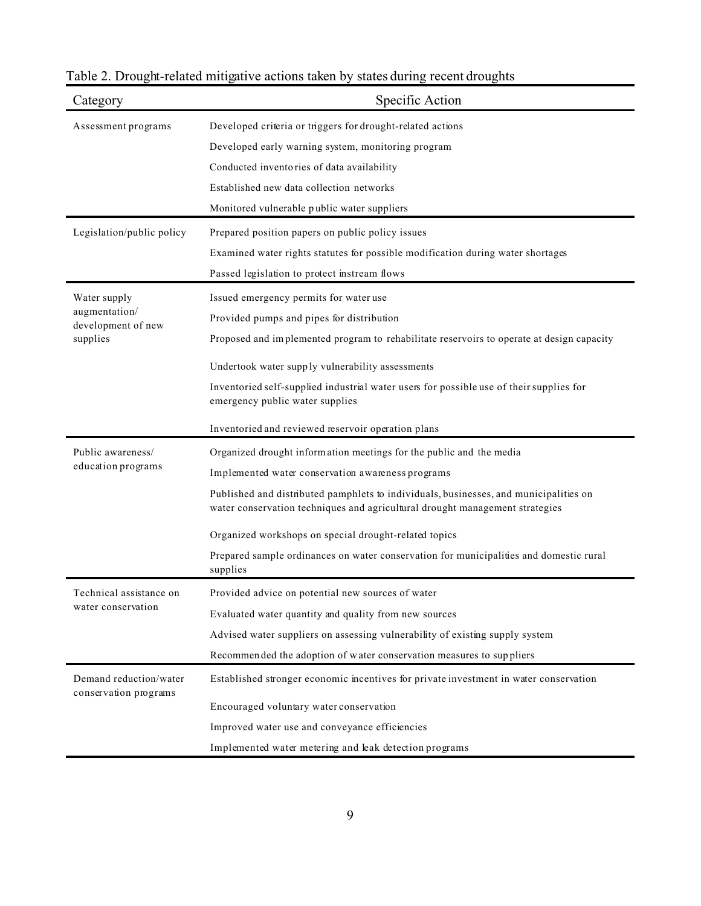Table 2. Drought-related mitigative actions taken by states during recent droughts

| Category | Specific Action |
|---|---|
| Assessment programs | Developed criteria or triggers for drought-related actions |
| | Developed early warning system, monitoring program |
| | Conducted inventories of data availability |
| | Established new data collection networks |
| | Monitored vulnerable public water suppliers |
| Legislation/public policy | Prepared position papers on public policy issues |
| | Examined water rights statutes for possible modification during water shortages |
| | Passed legislation to protect instream flows |
| Water supply augmentation/ development of new supplies | Issued emergency permits for water use |
| | Provided pumps and pipes for distribution |
| | Proposed and implemented program to rehabilitate reservoirs to operate at design capacity |
| | Undertook water supply vulnerability assessments |
| | Inventoried self-supplied industrial water users for possible use of their supplies for emergency public water supplies |
| | Inventoried and reviewed reservoir operation plans |
| Public awareness/ education programs | Organized drought information meetings for the public and the media |
| | Implemented water conservation awareness programs |
| | Published and distributed pamphlets to individuals, businesses, and municipalities on water conservation techniques and agricultural drought management strategies |
| | Organized workshops on special drought-related topics |
| | Prepared sample ordinances on water conservation for municipalities and domestic rural supplies |
| Technical assistance on water conservation | Provided advice on potential new sources of water |
| | Evaluated water quantity and quality from new sources |
| | Advised water suppliers on assessing vulnerability of existing supply system |
| | Recommended the adoption of water conservation measures to suppliers |
| Demand reduction/water conservation programs | Established stronger economic incentives for private investment in water conservation |
| | Encouraged voluntary water conservation |
| | Improved water use and conveyance efficiencies |
| | Implemented water metering and leak detection programs |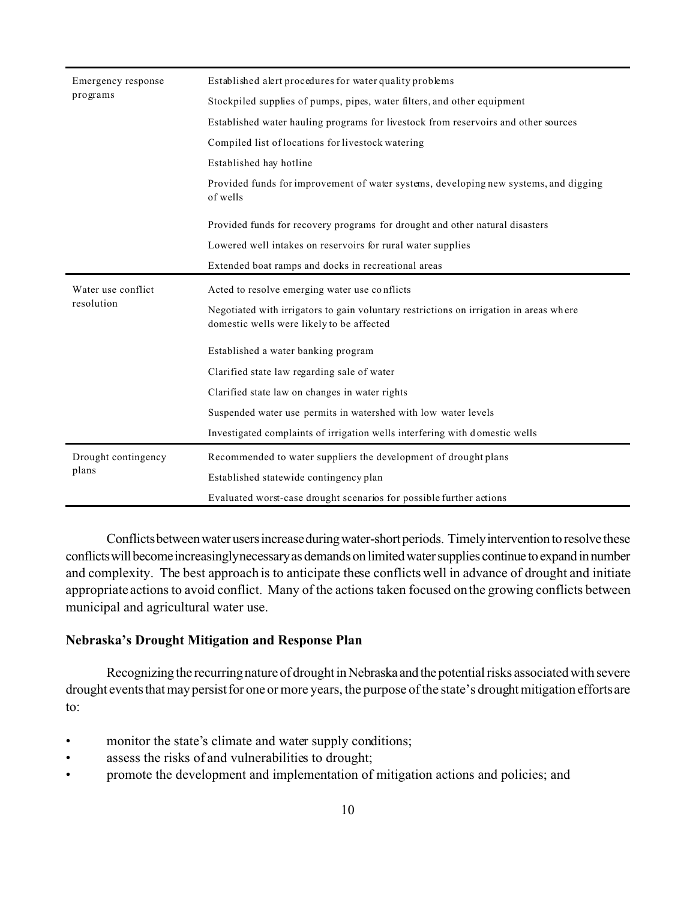| | |
|---|---|
| Emergency response programs | Established alert procedures for water quality problems |
| | Stockpiled supplies of pumps, pipes, water filters, and other equipment |
| | Established water hauling programs for livestock from reservoirs and other sources |
| | Compiled list of locations for livestock watering |
| | Established hay hotline |
| | Provided funds for improvement of water systems, developing new systems, and digging of wells |
| | Provided funds for recovery programs for drought and other natural disasters |
| | Lowered well intakes on reservoirs for rural water supplies |
| | Extended boat ramps and docks in recreational areas |
| Water use conflict resolution | Acted to resolve emerging water use conflicts |
| | Negotiated with irrigators to gain voluntary restrictions on irrigation in areas where domestic wells were likely to be affected |
| | Established a water banking program |
| | Clarified state law regarding sale of water |
| | Clarified state law on changes in water rights |
| | Suspended water use permits in watershed with low water levels |
| | Investigated complaints of irrigation wells interfering with domestic wells |
| Drought contingency plans | Recommended to water suppliers the development of drought plans |
| | Established statewide contingency plan |
| | Evaluated worst-case drought scenarios for possible further actions |

Conflicts between water users increase during water-short periods. Timely intervention to resolve these conflicts will become increasingly necessary as demands on limited water supplies continue to expand in number and complexity. The best approach is to anticipate these conflicts well in advance of drought and initiate appropriate actions to avoid conflict. Many of the actions taken focused on the growing conflicts between municipal and agricultural water use.

**Nebraska's Drought Mitigation and Response Plan**

Recognizing the recurring nature of drought in Nebraska and the potential risks associated with severe drought events that may persist for one or more years, the purpose of the state's drought mitigation efforts are to:

- monitor the state's climate and water supply conditions;
- assess the risks of and vulnerabilities to drought;
- promote the development and implementation of mitigation actions and policies; and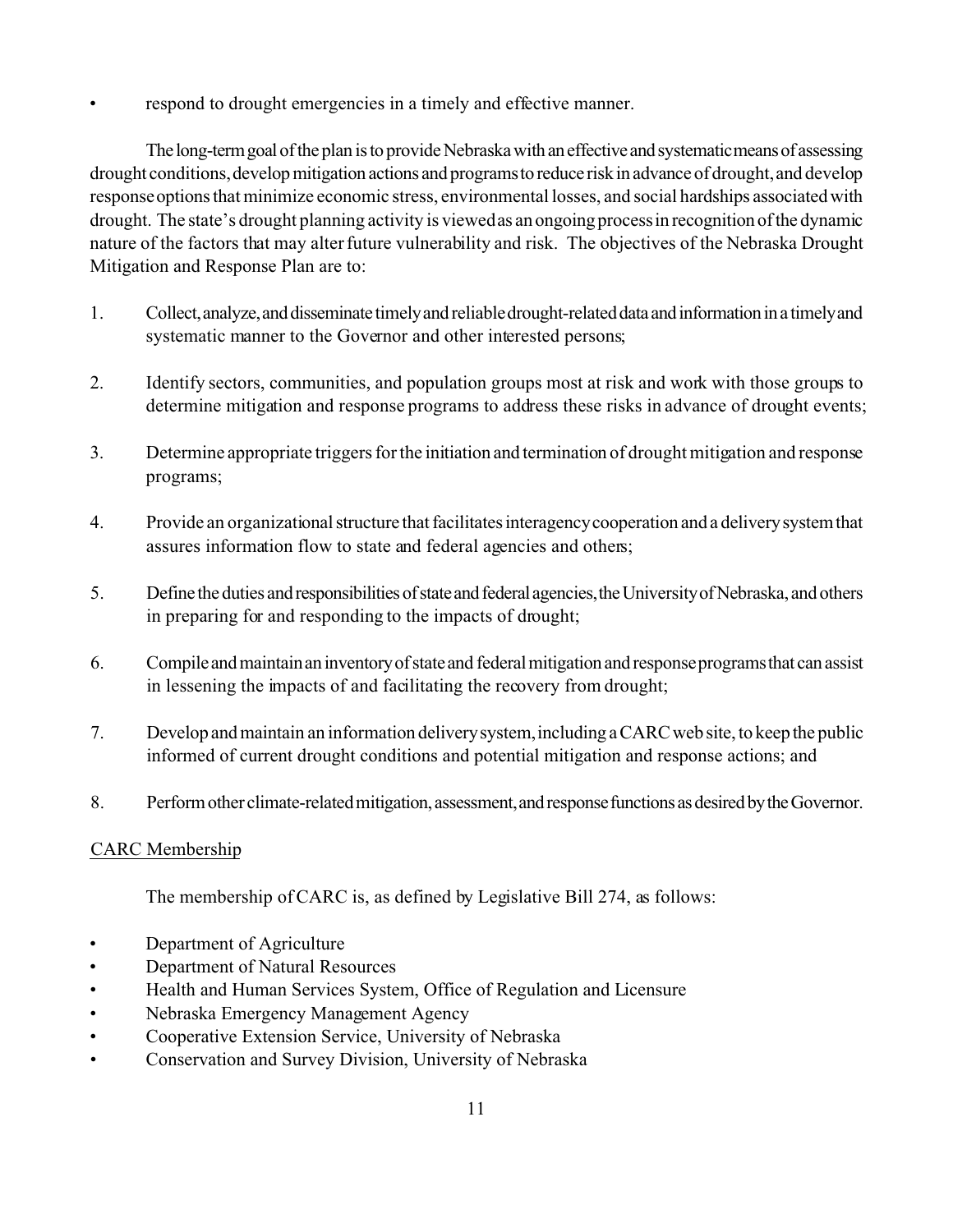- respond to drought emergencies in a timely and effective manner.

The long-term goal of the plan is to provide Nebraska with an effective and systematic means of assessing drought conditions, develop mitigation actions and programs to reduce risk in advance of drought, and develop response options that minimize economic stress, environmental losses, and social hardships associated with drought. The state's drought planning activity is viewed as an ongoing process in recognition of the dynamic nature of the factors that may alter future vulnerability and risk. The objectives of the Nebraska Drought Mitigation and Response Plan are to:

1. Collect, analyze, and disseminate timely and reliable drought-related data and information in a timely and systematic manner to the Governor and other interested persons;

2. Identify sectors, communities, and population groups most at risk and work with those groups to determine mitigation and response programs to address these risks in advance of drought events;

3. Determine appropriate triggers for the initiation and termination of drought mitigation and response programs;

4. Provide an organizational structure that facilitates interagency cooperation and a delivery system that assures information flow to state and federal agencies and others;

5. Define the duties and responsibilities of state and federal agencies, the University of Nebraska, and others in preparing for and responding to the impacts of drought;

6. Compile and maintain an inventory of state and federal mitigation and response programs that can assist in lessening the impacts of and facilitating the recovery from drought;

7. Develop and maintain an information delivery system, including a CARC web site, to keep the public informed of current drought conditions and potential mitigation and response actions; and

8. Perform other climate-related mitigation, assessment, and response functions as desired by the Governor.

<u>CARC Membership</u>

The membership of CARC is, as defined by Legislative Bill 274, as follows:

- Department of Agriculture
- Department of Natural Resources
- Health and Human Services System, Office of Regulation and Licensure
- Nebraska Emergency Management Agency
- Cooperative Extension Service, University of Nebraska
- Conservation and Survey Division, University of Nebraska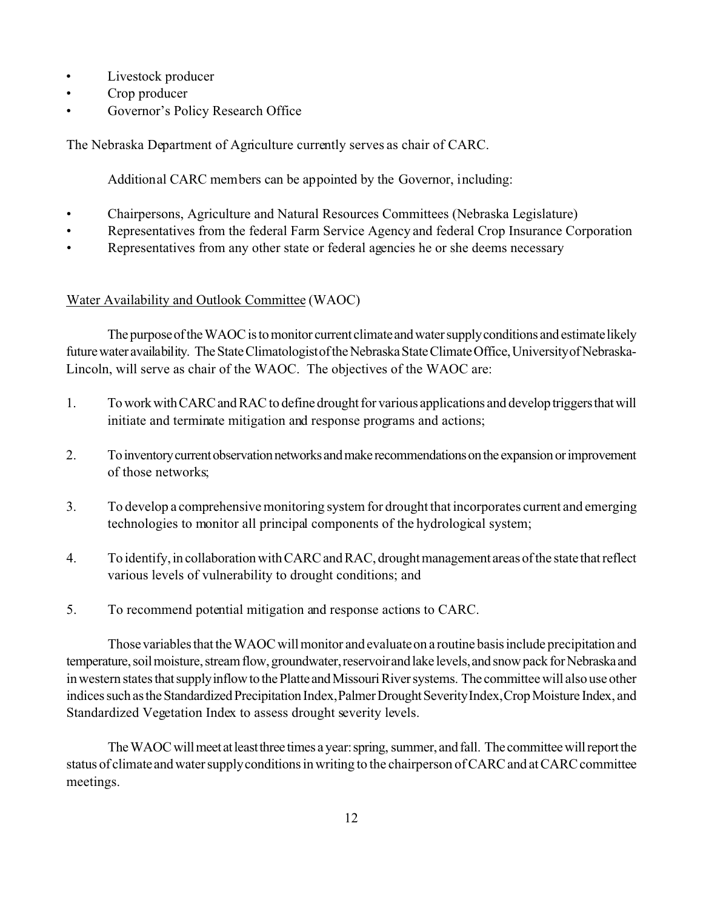- Livestock producer
- Crop producer
- Governor's Policy Research Office

The Nebraska Department of Agriculture currently serves as chair of CARC.

Additional CARC members can be appointed by the Governor, including:

- Chairpersons, Agriculture and Natural Resources Committees (Nebraska Legislature)
- Representatives from the federal Farm Service Agency and federal Crop Insurance Corporation
- Representatives from any other state or federal agencies he or she deems necessary

Water Availability and Outlook Committee (WAOC)

The purpose of the WAOC is to monitor current climate and water supply conditions and estimate likely future water availability. The State Climatologist of the Nebraska State Climate Office, University of Nebraska-Lincoln, will serve as chair of the WAOC. The objectives of the WAOC are:

1. To work with CARC and RAC to define drought for various applications and develop triggers that will initiate and terminate mitigation and response programs and actions;
2. To inventory current observation networks and make recommendations on the expansion or improvement of those networks;
3. To develop a comprehensive monitoring system for drought that incorporates current and emerging technologies to monitor all principal components of the hydrological system;
4. To identify, in collaboration with CARC and RAC, drought management areas of the state that reflect various levels of vulnerability to drought conditions; and
5. To recommend potential mitigation and response actions to CARC.

Those variables that the WAOC will monitor and evaluate on a routine basis include precipitation and temperature, soil moisture, stream flow, groundwater, reservoir and lake levels, and snow pack for Nebraska and in western states that supply inflow to the Platte and Missouri River systems. The committee will also use other indices such as the Standardized Precipitation Index, Palmer Drought Severity Index, Crop Moisture Index, and Standardized Vegetation Index to assess drought severity levels.

The WAOC will meet at least three times a year: spring, summer, and fall. The committee will report the status of climate and water supply conditions in writing to the chairperson of CARC and at CARC committee meetings.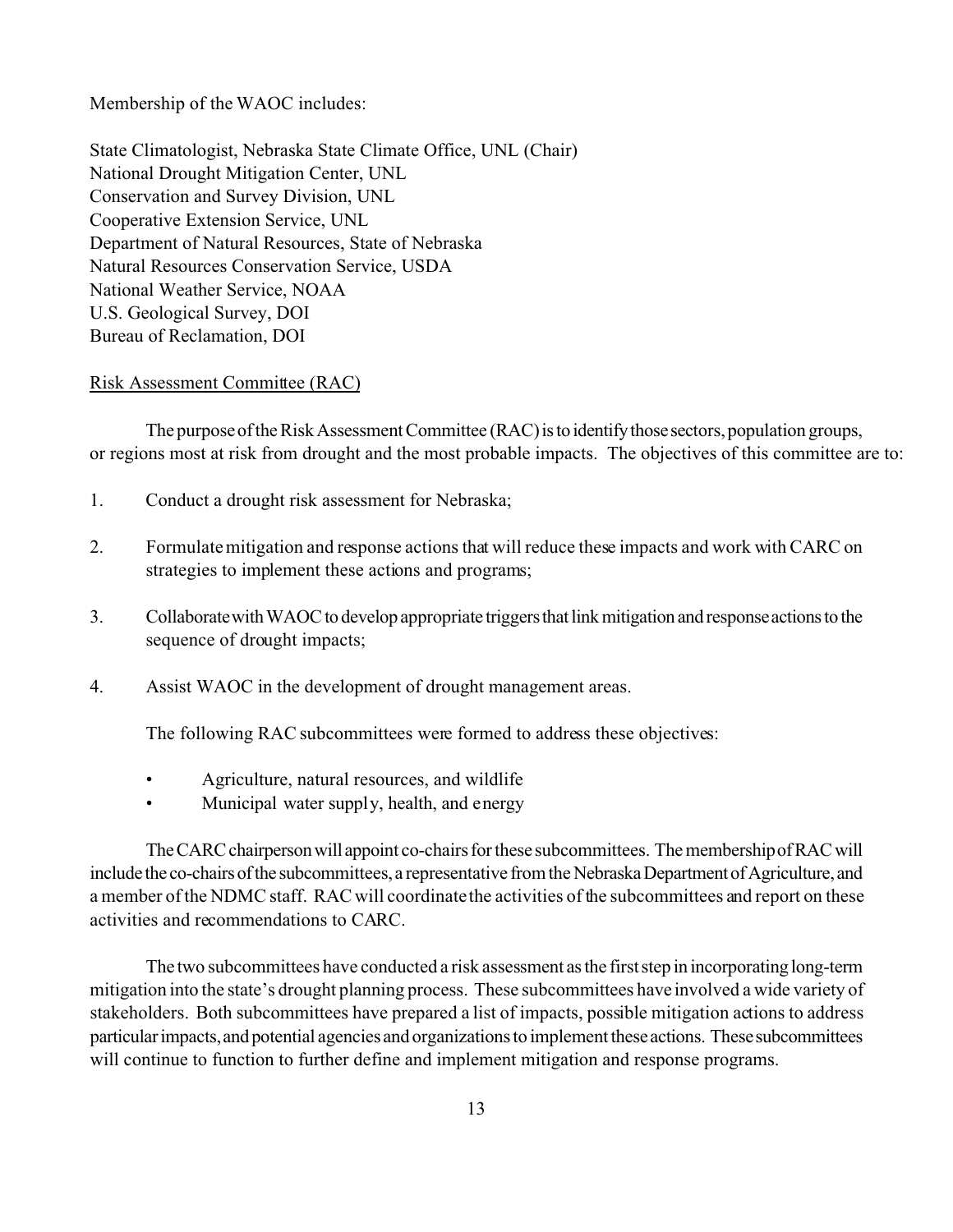Membership of the WAOC includes:

State Climatologist, Nebraska State Climate Office, UNL (Chair)
National Drought Mitigation Center, UNL
Conservation and Survey Division, UNL
Cooperative Extension Service, UNL
Department of Natural Resources, State of Nebraska
Natural Resources Conservation Service, USDA
National Weather Service, NOAA
U.S. Geological Survey, DOI
Bureau of Reclamation, DOI

<u>Risk Assessment Committee (RAC)</u>

The purpose of the Risk Assessment Committee (RAC) is to identify those sectors, population groups, or regions most at risk from drought and the most probable impacts. The objectives of this committee are to:

1. Conduct a drought risk assessment for Nebraska;

2. Formulate mitigation and response actions that will reduce these impacts and work with CARC on strategies to implement these actions and programs;

3. Collaborate with WAOC to develop appropriate triggers that link mitigation and response actions to the sequence of drought impacts;

4. Assist WAOC in the development of drought management areas.

The following RAC subcommittees were formed to address these objectives:

- Agriculture, natural resources, and wildlife
- Municipal water supply, health, and energy

The CARC chairperson will appoint co-chairs for these subcommittees. The membership of RAC will include the co-chairs of the subcommittees, a representative from the Nebraska Department of Agriculture, and a member of the NDMC staff. RAC will coordinate the activities of the subcommittees and report on these activities and recommendations to CARC.

The two subcommittees have conducted a risk assessment as the first step in incorporating long-term mitigation into the state's drought planning process. These subcommittees have involved a wide variety of stakeholders. Both subcommittees have prepared a list of impacts, possible mitigation actions to address particular impacts, and potential agencies and organizations to implement these actions. These subcommittees will continue to function to further define and implement mitigation and response programs.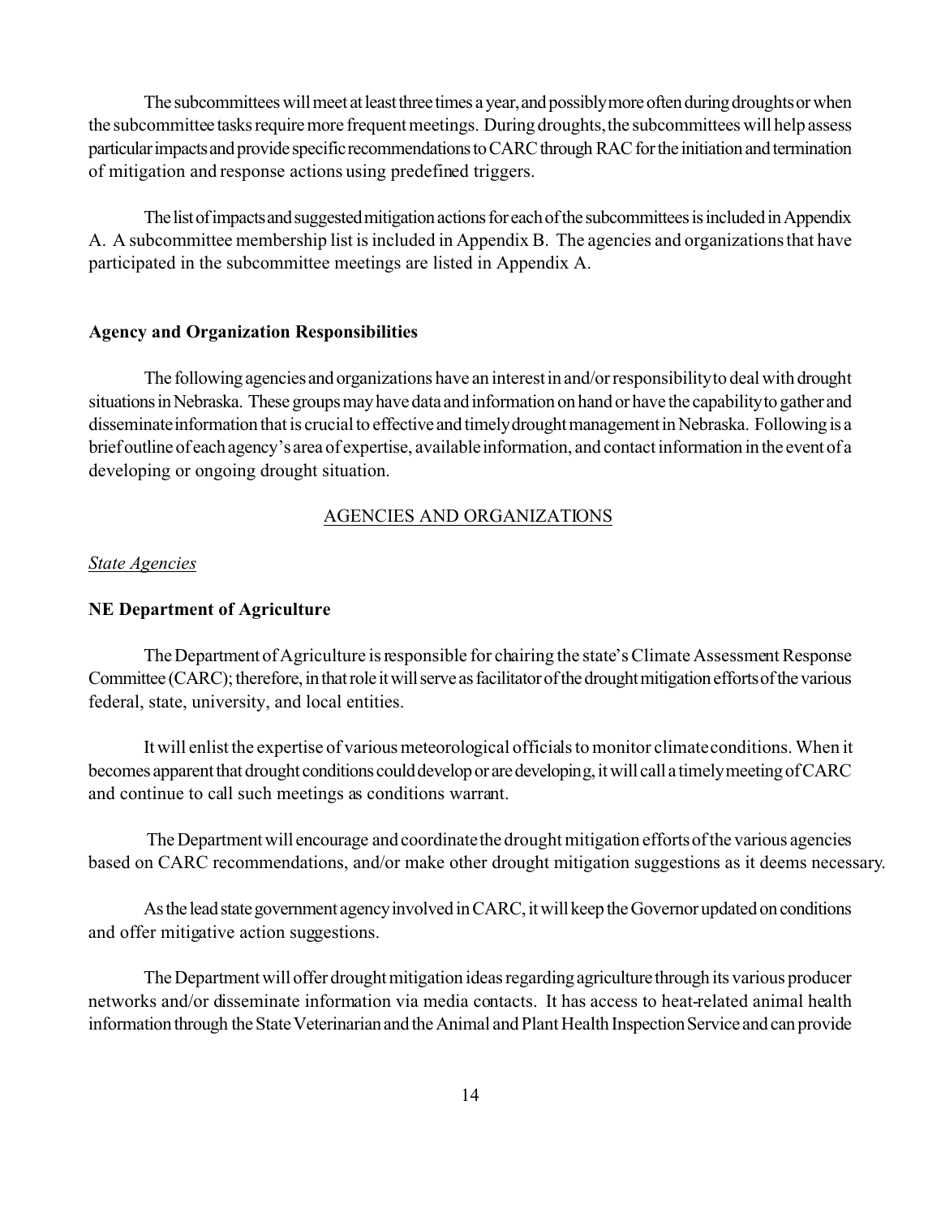The subcommittees will meet at least three times a year, and possibly more often during droughts or when the subcommittee tasks require more frequent meetings. During droughts, the subcommittees will help assess particular impacts and provide specific recommendations to CARC through RAC for the initiation and termination of mitigation and response actions using predefined triggers.

The list of impacts and suggested mitigation actions for each of the subcommittees is included in Appendix A. A subcommittee membership list is included in Appendix B. The agencies and organizations that have participated in the subcommittee meetings are listed in Appendix A.

### Agency and Organization Responsibilities

The following agencies and organizations have an interest in and/or responsibility to deal with drought situations in Nebraska. These groups may have data and information on hand or have the capability to gather and disseminate information that is crucial to effective and timely drought management in Nebraska. Following is a brief outline of each agency's area of expertise, available information, and contact information in the event of a developing or ongoing drought situation.

<u>AGENCIES AND ORGANIZATIONS</u>

*<u>State Agencies</u>*

**NE Department of Agriculture**

The Department of Agriculture is responsible for chairing the state's Climate Assessment Response Committee (CARC); therefore, in that role it will serve as facilitator of the drought mitigation efforts of the various federal, state, university, and local entities.

It will enlist the expertise of various meteorological officials to monitor climate conditions. When it becomes apparent that drought conditions could develop or are developing, it will call a timely meeting of CARC and continue to call such meetings as conditions warrant.

The Department will encourage and coordinate the drought mitigation efforts of the various agencies based on CARC recommendations, and/or make other drought mitigation suggestions as it deems necessary.

As the lead state government agency involved in CARC, it will keep the Governor updated on conditions and offer mitigative action suggestions.

The Department will offer drought mitigation ideas regarding agriculture through its various producer networks and/or disseminate information via media contacts. It has access to heat-related animal health information through the State Veterinarian and the Animal and Plant Health Inspection Service and can provide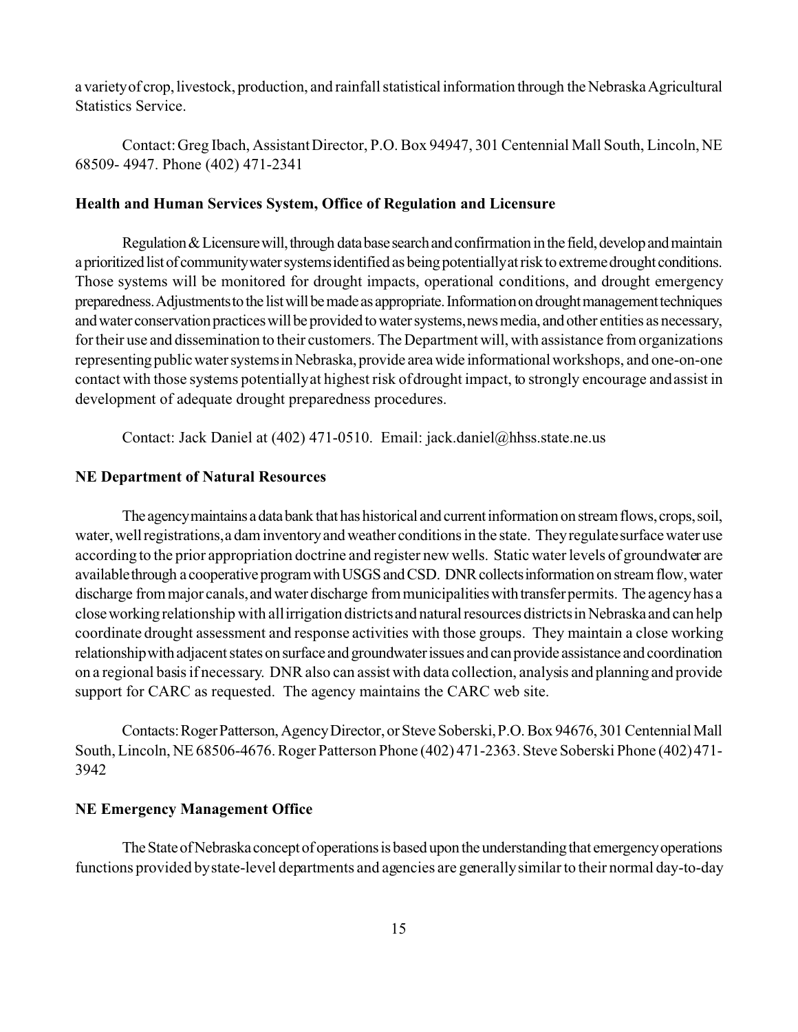a variety of crop, livestock, production, and rainfall statistical information through the Nebraska Agricultural Statistics Service.

Contact: Greg Ibach, Assistant Director, P.O. Box 94947, 301 Centennial Mall South, Lincoln, NE 68509- 4947. Phone (402) 471-2341

**Health and Human Services System, Office of Regulation and Licensure**

Regulation & Licensure will, through data base search and confirmation in the field, develop and maintain a prioritized list of community water systems identified as being potentially at risk to extreme drought conditions. Those systems will be monitored for drought impacts, operational conditions, and drought emergency preparedness. Adjustments to the list will be made as appropriate. Information on drought management techniques and water conservation practices will be provided to water systems, news media, and other entities as necessary, for their use and dissemination to their customers. The Department will, with assistance from organizations representing public water systems in Nebraska, provide area wide informational workshops, and one-on-one contact with those systems potentially at highest risk of drought impact, to strongly encourage and assist in development of adequate drought preparedness procedures.

Contact: Jack Daniel at (402) 471-0510. Email: jack.daniel@hhss.state.ne.us

**NE Department of Natural Resources**

The agency maintains a data bank that has historical and current information on stream flows, crops, soil, water, well registrations, a dam inventory and weather conditions in the state. They regulate surface water use according to the prior appropriation doctrine and register new wells. Static water levels of groundwater are available through a cooperative program with USGS and CSD. DNR collects information on stream flow, water discharge from major canals, and water discharge from municipalities with transfer permits. The agency has a close working relationship with all irrigation districts and natural resources districts in Nebraska and can help coordinate drought assessment and response activities with those groups. They maintain a close working relationship with adjacent states on surface and groundwater issues and can provide assistance and coordination on a regional basis if necessary. DNR also can assist with data collection, analysis and planning and provide support for CARC as requested. The agency maintains the CARC web site.

Contacts: Roger Patterson, Agency Director, or Steve Soberski, P.O. Box 94676, 301 Centennial Mall South, Lincoln, NE 68506-4676. Roger Patterson Phone (402) 471-2363. Steve Soberski Phone (402) 471-3942

**NE Emergency Management Office**

The State of Nebraska concept of operations is based upon the understanding that emergency operations functions provided by state-level departments and agencies are generally similar to their normal day-to-day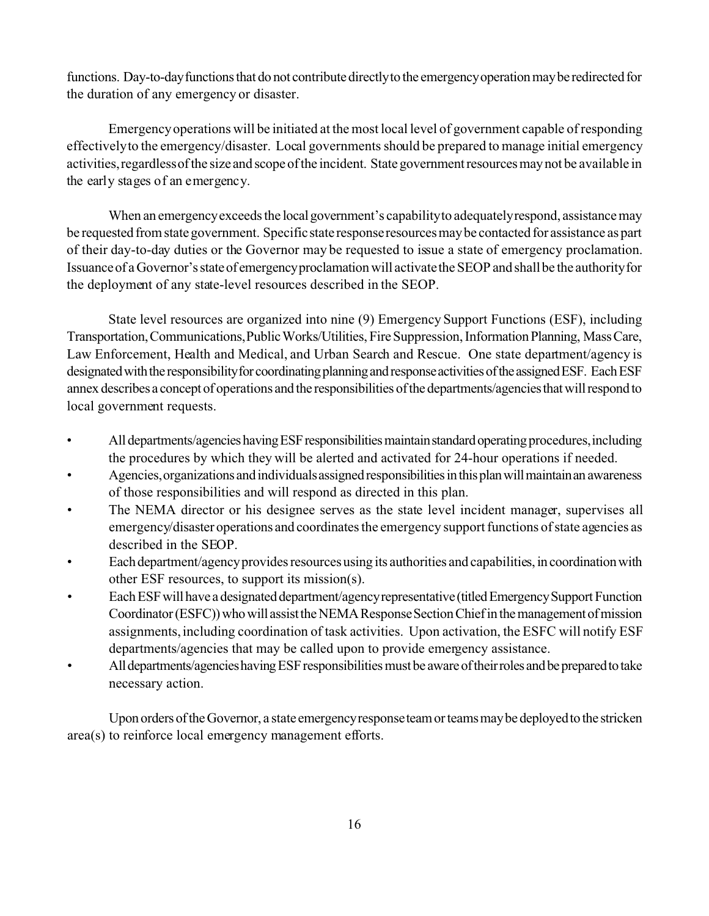functions. Day-to-day functions that do not contribute directly to the emergency operation may be redirected for the duration of any emergency or disaster.

Emergency operations will be initiated at the most local level of government capable of responding effectively to the emergency/disaster. Local governments should be prepared to manage initial emergency activities, regardless of the size and scope of the incident. State government resources may not be available in the early stages of an emergency.

When an emergency exceeds the local government's capability to adequately respond, assistance may be requested from state government. Specific state response resources may be contacted for assistance as part of their day-to-day duties or the Governor may be requested to issue a state of emergency proclamation. Issuance of a Governor's state of emergency proclamation will activate the SEOP and shall be the authority for the deployment of any state-level resources described in the SEOP.

State level resources are organized into nine (9) Emergency Support Functions (ESF), including Transportation, Communications, Public Works/Utilities, Fire Suppression, Information Planning, Mass Care, Law Enforcement, Health and Medical, and Urban Search and Rescue. One state department/agency is designated with the responsibility for coordinating planning and response activities of the assigned ESF. Each ESF annex describes a concept of operations and the responsibilities of the departments/agencies that will respond to local government requests.

- All departments/agencies having ESF responsibilities maintain standard operating procedures, including the procedures by which they will be alerted and activated for 24-hour operations if needed.
- Agencies, organizations and individuals assigned responsibilities in this plan will maintain an awareness of those responsibilities and will respond as directed in this plan.
- The NEMA director or his designee serves as the state level incident manager, supervises all emergency/disaster operations and coordinates the emergency support functions of state agencies as described in the SEOP.
- Each department/agency provides resources using its authorities and capabilities, in coordination with other ESF resources, to support its mission(s).
- Each ESF will have a designated department/agency representative (titled Emergency Support Function Coordinator (ESFC)) who will assist the NEMA Response Section Chief in the management of mission assignments, including coordination of task activities. Upon activation, the ESFC will notify ESF departments/agencies that may be called upon to provide emergency assistance.
- All departments/agencies having ESF responsibilities must be aware of their roles and be prepared to take necessary action.

Upon orders of the Governor, a state emergency response team or teams may be deployed to the stricken area(s) to reinforce local emergency management efforts.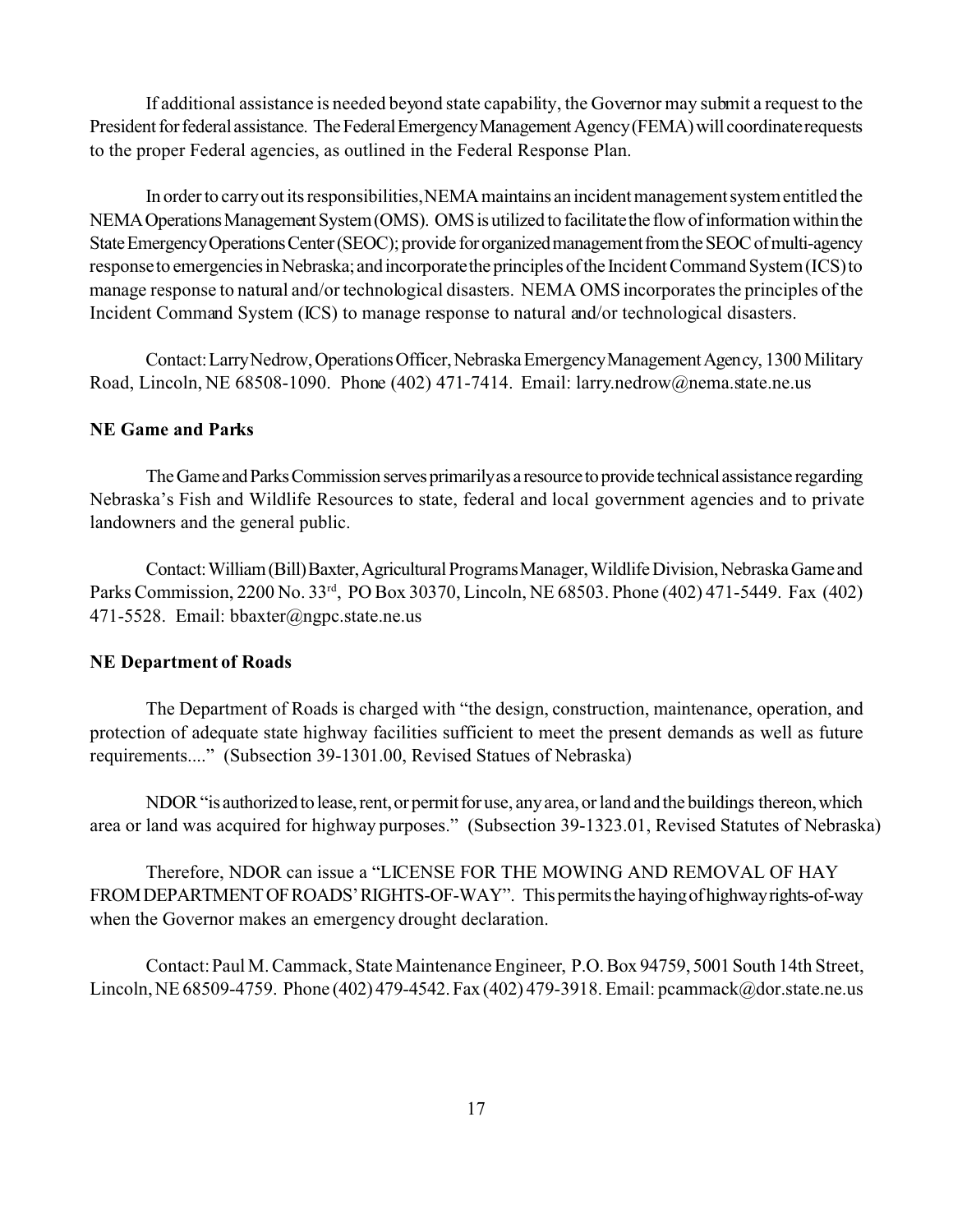If additional assistance is needed beyond state capability, the Governor may submit a request to the President for federal assistance. The Federal Emergency Management Agency (FEMA) will coordinate requests to the proper Federal agencies, as outlined in the Federal Response Plan.

In order to carry out its responsibilities, NEMA maintains an incident management system entitled the NEMA Operations Management System (OMS). OMS is utilized to facilitate the flow of information within the State Emergency Operations Center (SEOC); provide for organized management from the SEOC of multi-agency response to emergencies in Nebraska; and incorporate the principles of the Incident Command System (ICS) to manage response to natural and/or technological disasters. NEMA OMS incorporates the principles of the Incident Command System (ICS) to manage response to natural and/or technological disasters.

Contact: Larry Nedrow, Operations Officer, Nebraska Emergency Management Agency, 1300 Military Road, Lincoln, NE 68508-1090. Phone (402) 471-7414. Email: larry.nedrow@nema.state.ne.us

**NE Game and Parks**

The Game and Parks Commission serves primarily as a resource to provide technical assistance regarding Nebraska's Fish and Wildlife Resources to state, federal and local government agencies and to private landowners and the general public.

Contact: William (Bill) Baxter, Agricultural Programs Manager, Wildlife Division, Nebraska Game and Parks Commission, 2200 No. 33rd, PO Box 30370, Lincoln, NE 68503. Phone (402) 471-5449. Fax (402) 471-5528. Email: bbaxter@ngpc.state.ne.us

**NE Department of Roads**

The Department of Roads is charged with "the design, construction, maintenance, operation, and protection of adequate state highway facilities sufficient to meet the present demands as well as future requirements...." (Subsection 39-1301.00, Revised Statues of Nebraska)

NDOR "is authorized to lease, rent, or permit for use, any area, or land and the buildings thereon, which area or land was acquired for highway purposes." (Subsection 39-1323.01, Revised Statutes of Nebraska)

Therefore, NDOR can issue a "LICENSE FOR THE MOWING AND REMOVAL OF HAY FROM DEPARTMENT OF ROADS' RIGHTS-OF-WAY". This permits the haying of highway rights-of-way when the Governor makes an emergency drought declaration.

Contact: Paul M. Cammack, State Maintenance Engineer, P.O. Box 94759, 5001 South 14th Street, Lincoln, NE 68509-4759. Phone (402) 479-4542. Fax (402) 479-3918. Email: pcammack@dor.state.ne.us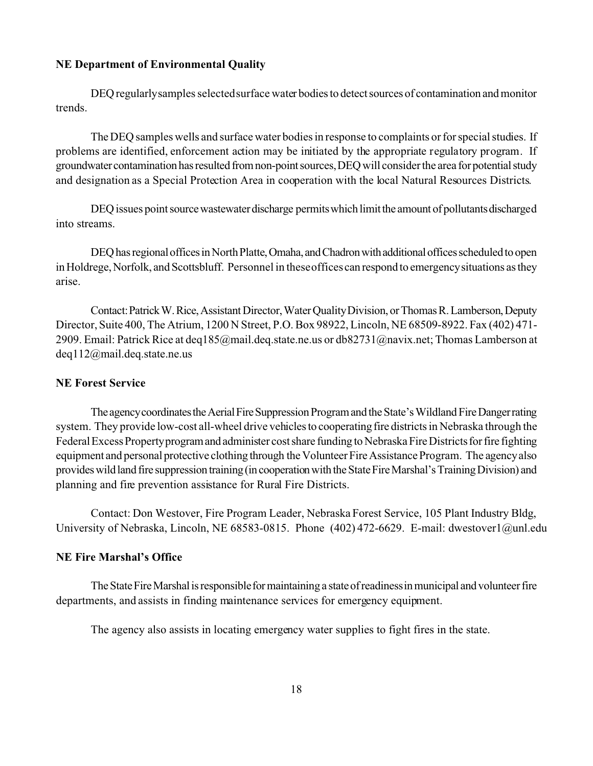**NE Department of Environmental Quality**

DEQ regularly samples selected surface water bodies to detect sources of contamination and monitor trends.

The DEQ samples wells and surface water bodies in response to complaints or for special studies. If problems are identified, enforcement action may be initiated by the appropriate regulatory program. If groundwater contamination has resulted from non-point sources, DEQ will consider the area for potential study and designation as a Special Protection Area in cooperation with the local Natural Resources Districts.

DEQ issues point source wastewater discharge permits which limit the amount of pollutants discharged into streams.

DEQ has regional offices in North Platte, Omaha, and Chadron with additional offices scheduled to open in Holdrege, Norfolk, and Scottsbluff. Personnel in these offices can respond to emergency situations as they arise.

Contact: Patrick W. Rice, Assistant Director, Water Quality Division, or Thomas R. Lamberson, Deputy Director, Suite 400, The Atrium, 1200 N Street, P.O. Box 98922, Lincoln, NE 68509-8922. Fax (402) 471-2909. Email: Patrick Rice at deq185@mail.deq.state.ne.us or db82731@navix.net; Thomas Lamberson at deq112@mail.deq.state.ne.us

**NE Forest Service**

The agency coordinates the Aerial Fire Suppression Program and the State's Wildland Fire Danger rating system. They provide low-cost all-wheel drive vehicles to cooperating fire districts in Nebraska through the Federal Excess Property program and administer cost share funding to Nebraska Fire Districts for fire fighting equipment and personal protective clothing through the Volunteer Fire Assistance Program. The agency also provides wild land fire suppression training (in cooperation with the State Fire Marshal's Training Division) and planning and fire prevention assistance for Rural Fire Districts.

Contact: Don Westover, Fire Program Leader, Nebraska Forest Service, 105 Plant Industry Bldg, University of Nebraska, Lincoln, NE 68583-0815. Phone (402) 472-6629. E-mail: dwestover1@unl.edu

**NE Fire Marshal's Office**

The State Fire Marshal is responsible for maintaining a state of readiness in municipal and volunteer fire departments, and assists in finding maintenance services for emergency equipment.

The agency also assists in locating emergency water supplies to fight fires in the state.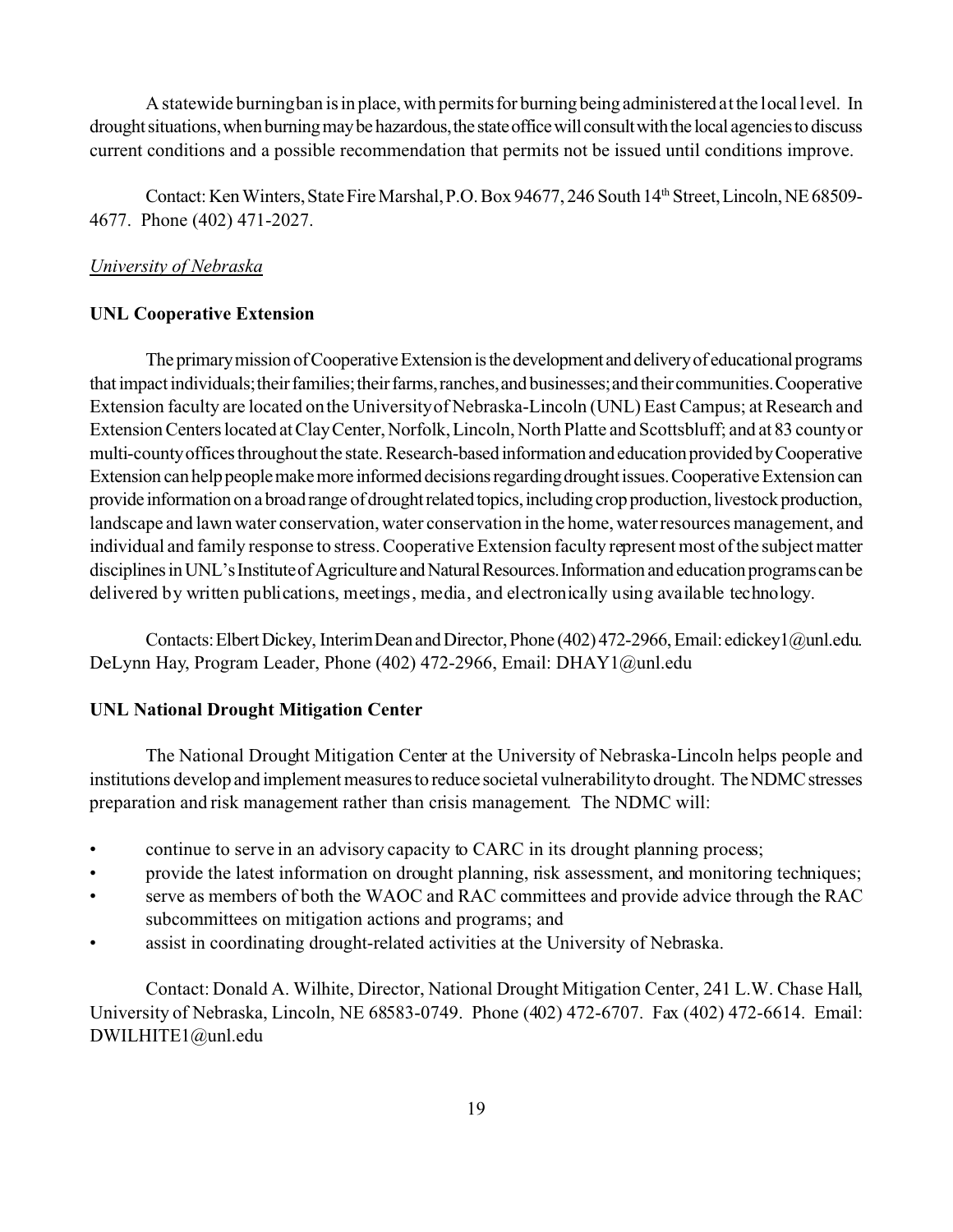A statewide burning ban is in place, with permits for burning being administered at the local level. In drought situations, when burning may be hazardous, the state office will consult with the local agencies to discuss current conditions and a possible recommendation that permits not be issued until conditions improve.

Contact: Ken Winters, State Fire Marshal, P.O. Box 94677, 246 South 14th Street, Lincoln, NE 68509-4677. Phone (402) 471-2027.

*University of Nebraska*

**UNL Cooperative Extension**

The primary mission of Cooperative Extension is the development and delivery of educational programs that impact individuals; their families; their farms, ranches, and businesses; and their communities. Cooperative Extension faculty are located on the University of Nebraska-Lincoln (UNL) East Campus; at Research and Extension Centers located at Clay Center, Norfolk, Lincoln, North Platte and Scottsbluff; and at 83 county or multi-county offices throughout the state. Research-based information and education provided by Cooperative Extension can help people make more informed decisions regarding drought issues. Cooperative Extension can provide information on a broad range of drought related topics, including crop production, livestock production, landscape and lawn water conservation, water conservation in the home, water resources management, and individual and family response to stress. Cooperative Extension faculty represent most of the subject matter disciplines in UNL's Institute of Agriculture and Natural Resources. Information and education programs can be delivered by written publications, meetings, media, and electronically using available technology.

Contacts: Elbert Dickey, Interim Dean and Director, Phone (402) 472-2966, Email: edickey1@unl.edu. DeLynn Hay, Program Leader, Phone (402) 472-2966, Email: DHAY1@unl.edu

**UNL National Drought Mitigation Center**

The National Drought Mitigation Center at the University of Nebraska-Lincoln helps people and institutions develop and implement measures to reduce societal vulnerability to drought. The NDMC stresses preparation and risk management rather than crisis management. The NDMC will:

- continue to serve in an advisory capacity to CARC in its drought planning process;
- provide the latest information on drought planning, risk assessment, and monitoring techniques;
- serve as members of both the WAOC and RAC committees and provide advice through the RAC subcommittees on mitigation actions and programs; and
- assist in coordinating drought-related activities at the University of Nebraska.

Contact: Donald A. Wilhite, Director, National Drought Mitigation Center, 241 L.W. Chase Hall, University of Nebraska, Lincoln, NE 68583-0749. Phone (402) 472-6707. Fax (402) 472-6614. Email: DWILHITE1@unl.edu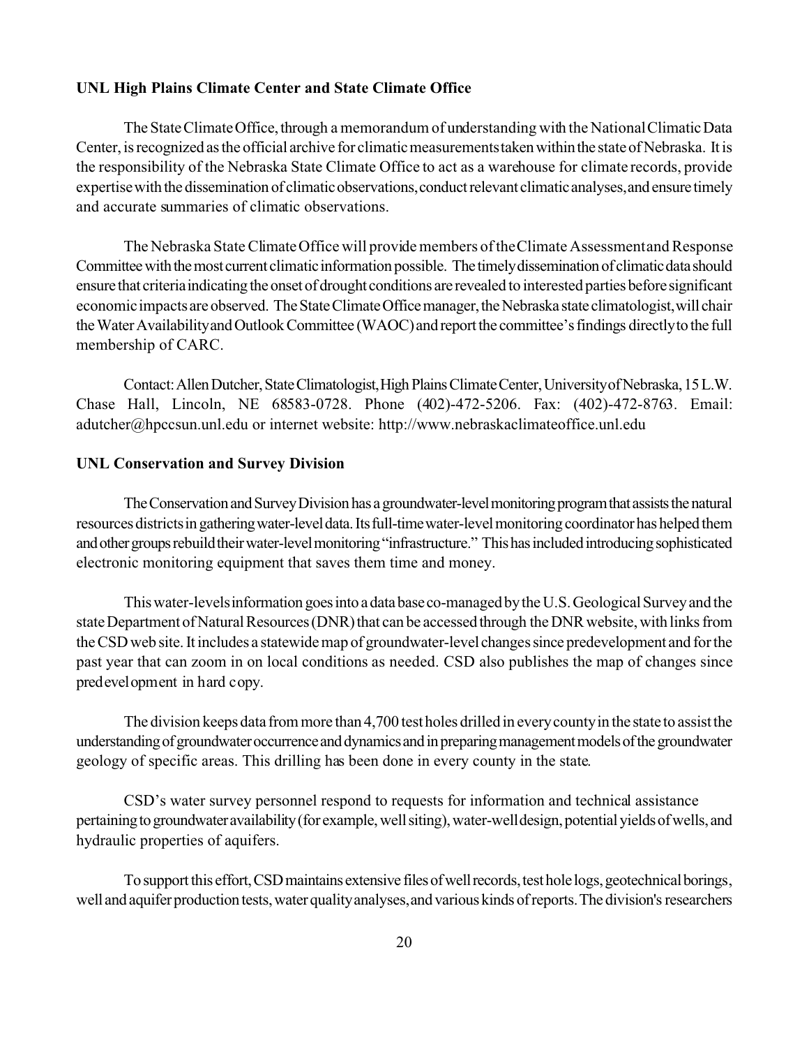**UNL High Plains Climate Center and State Climate Office**

The State Climate Office, through a memorandum of understanding with the National Climatic Data Center, is recognized as the official archive for climatic measurements taken within the state of Nebraska. It is the responsibility of the Nebraska State Climate Office to act as a warehouse for climate records, provide expertise with the dissemination of climatic observations, conduct relevant climatic analyses, and ensure timely and accurate summaries of climatic observations.

The Nebraska State Climate Office will provide members of the Climate Assessment and Response Committee with the most current climatic information possible. The timely dissemination of climatic data should ensure that criteria indicating the onset of drought conditions are revealed to interested parties before significant economic impacts are observed. The State Climate Office manager, the Nebraska state climatologist, will chair the Water Availability and Outlook Committee (WAOC) and report the committee's findings directly to the full membership of CARC.

Contact: Allen Dutcher, State Climatologist, High Plains Climate Center, University of Nebraska, 15 L.W. Chase Hall, Lincoln, NE 68583-0728. Phone (402)-472-5206. Fax: (402)-472-8763. Email: adutcher@hpccsun.unl.edu or internet website: http://www.nebraskaclimateoffice.unl.edu

**UNL Conservation and Survey Division**

The Conservation and Survey Division has a groundwater-level monitoring program that assists the natural resources districts in gathering water-level data. Its full-time water-level monitoring coordinator has helped them and other groups rebuild their water-level monitoring "infrastructure." This has included introducing sophisticated electronic monitoring equipment that saves them time and money.

This water-levels information goes into a data base co-managed by the U.S. Geological Survey and the state Department of Natural Resources (DNR) that can be accessed through the DNR website, with links from the CSD web site. It includes a statewide map of groundwater-level changes since predevelopment and for the past year that can zoom in on local conditions as needed. CSD also publishes the map of changes since predevelopment in hard copy.

The division keeps data from more than 4,700 test holes drilled in every county in the state to assist the understanding of groundwater occurrence and dynamics and in preparing management models of the groundwater geology of specific areas. This drilling has been done in every county in the state.

CSD's water survey personnel respond to requests for information and technical assistance pertaining to groundwater availability (for example, well siting), water-well design, potential yields of wells, and hydraulic properties of aquifers.

To support this effort, CSD maintains extensive files of well records, test hole logs, geotechnical borings, well and aquifer production tests, water quality analyses, and various kinds of reports. The division's researchers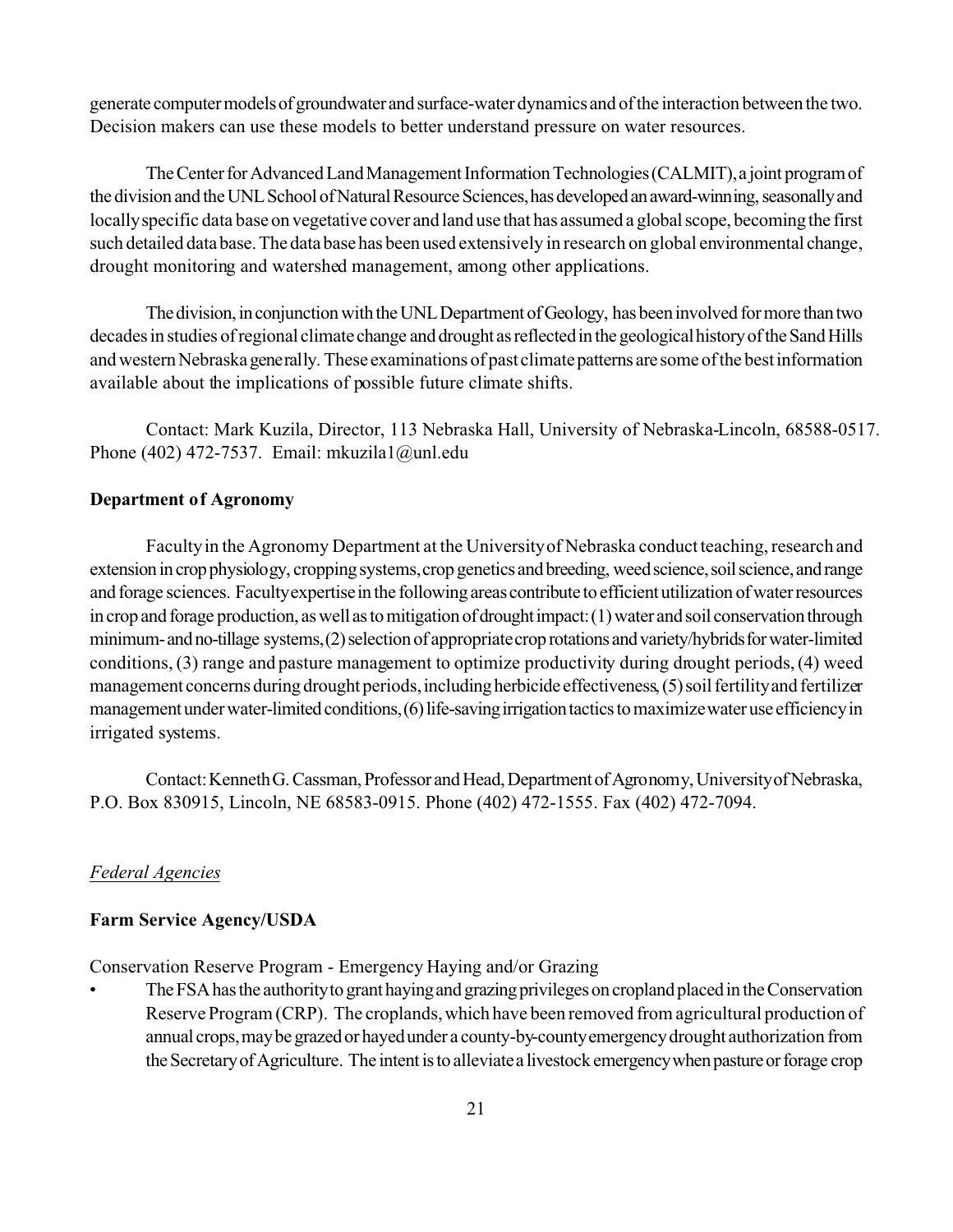generate computer models of groundwater and surface-water dynamics and of the interaction between the two. Decision makers can use these models to better understand pressure on water resources.

The Center for Advanced Land Management Information Technologies (CALMIT), a joint program of the division and the UNL School of Natural Resource Sciences, has developed an award-winning, seasonally and locally specific data base on vegetative cover and land use that has assumed a global scope, becoming the first such detailed data base. The data base has been used extensively in research on global environmental change, drought monitoring and watershed management, among other applications.

The division, in conjunction with the UNL Department of Geology, has been involved for more than two decades in studies of regional climate change and drought as reflected in the geological history of the Sand Hills and western Nebraska generally. These examinations of past climate patterns are some of the best information available about the implications of possible future climate shifts.

Contact: Mark Kuzila, Director, 113 Nebraska Hall, University of Nebraska-Lincoln, 68588-0517. Phone (402) 472-7537. Email: mkuzila1@unl.edu

**Department of Agronomy**

Faculty in the Agronomy Department at the University of Nebraska conduct teaching, research and extension in crop physiology, cropping systems, crop genetics and breeding, weed science, soil science, and range and forage sciences. Faculty expertise in the following areas contribute to efficient utilization of water resources in crop and forage production, as well as to mitigation of drought impact: (1) water and soil conservation through minimum- and no-tillage systems, (2) selection of appropriate crop rotations and variety/hybrids for water-limited conditions, (3) range and pasture management to optimize productivity during drought periods, (4) weed management concerns during drought periods, including herbicide effectiveness, (5) soil fertility and fertilizer management under water-limited conditions, (6) life-saving irrigation tactics to maximize water use efficiency in irrigated systems.

Contact: Kenneth G. Cassman, Professor and Head, Department of Agronomy, University of Nebraska, P.O. Box 830915, Lincoln, NE 68583-0915. Phone (402) 472-1555. Fax (402) 472-7094.

*Federal Agencies*

**Farm Service Agency/USDA**

Conservation Reserve Program - Emergency Haying and/or Grazing

- The FSA has the authority to grant haying and grazing privileges on cropland placed in the Conservation Reserve Program (CRP). The croplands, which have been removed from agricultural production of annual crops, may be grazed or hayed under a county-by-county emergency drought authorization from the Secretary of Agriculture. The intent is to alleviate a livestock emergency when pasture or forage crop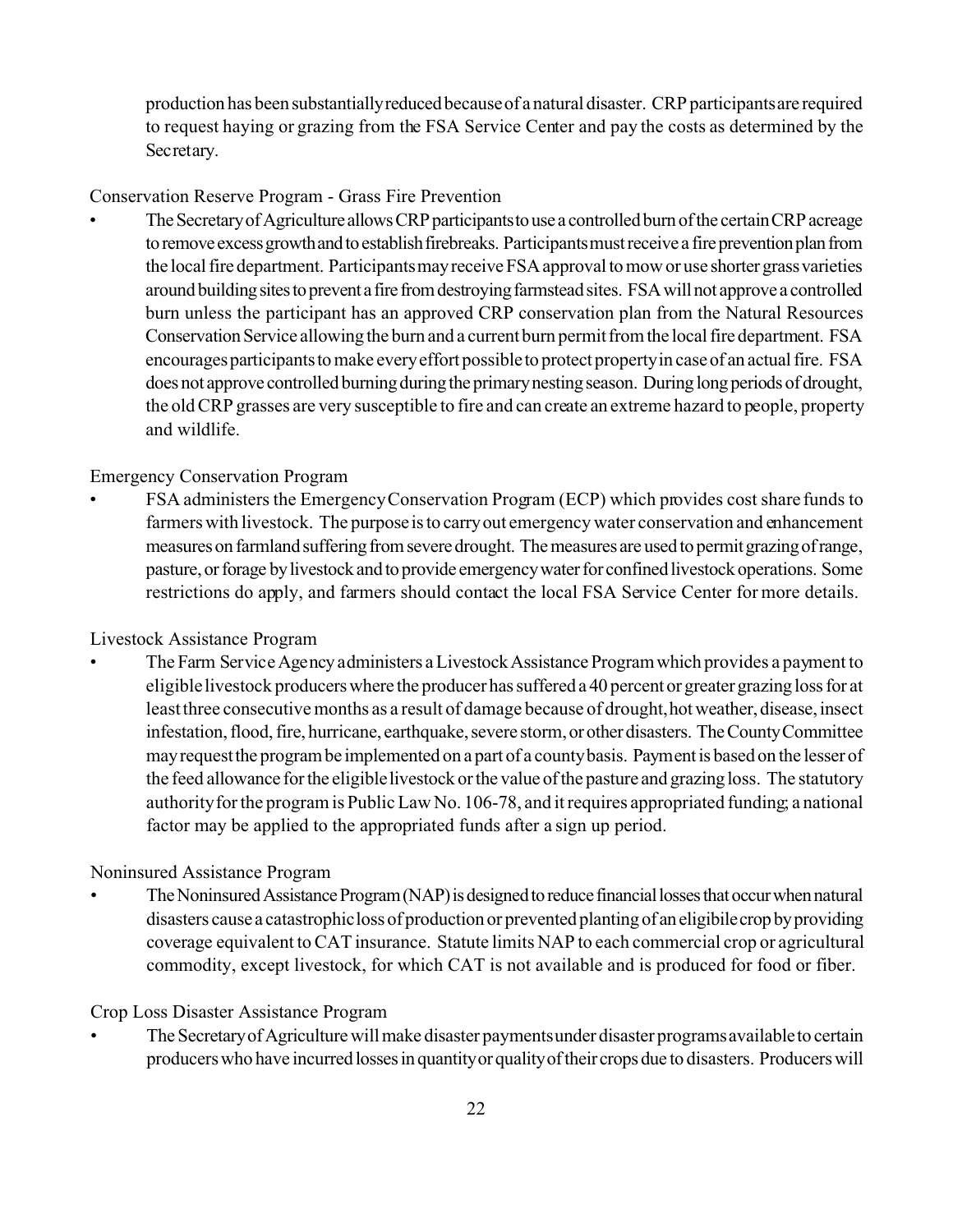production has been substantially reduced because of a natural disaster. CRP participants are required to request haying or grazing from the FSA Service Center and pay the costs as determined by the Secretary.

Conservation Reserve Program - Grass Fire Prevention

- The Secretary of Agriculture allows CRP participants to use a controlled burn of the certain CRP acreage to remove excess growth and to establish firebreaks. Participants must receive a fire prevention plan from the local fire department. Participants may receive FSA approval to mow or use shorter grass varieties around building sites to prevent a fire from destroying farmstead sites. FSA will not approve a controlled burn unless the participant has an approved CRP conservation plan from the Natural Resources Conservation Service allowing the burn and a current burn permit from the local fire department. FSA encourages participants to make every effort possible to protect property in case of an actual fire. FSA does not approve controlled burning during the primary nesting season. During long periods of drought, the old CRP grasses are very susceptible to fire and can create an extreme hazard to people, property and wildlife.

Emergency Conservation Program

- FSA administers the Emergency Conservation Program (ECP) which provides cost share funds to farmers with livestock. The purpose is to carry out emergency water conservation and enhancement measures on farmland suffering from severe drought. The measures are used to permit grazing of range, pasture, or forage by livestock and to provide emergency water for confined livestock operations. Some restrictions do apply, and farmers should contact the local FSA Service Center for more details.

Livestock Assistance Program

- The Farm Service Agency administers a Livestock Assistance Program which provides a payment to eligible livestock producers where the producer has suffered a 40 percent or greater grazing loss for at least three consecutive months as a result of damage because of drought, hot weather, disease, insect infestation, flood, fire, hurricane, earthquake, severe storm, or other disasters. The County Committee may request the program be implemented on a part of a county basis. Payment is based on the lesser of the feed allowance for the eligible livestock or the value of the pasture and grazing loss. The statutory authority for the program is Public Law No. 106-78, and it requires appropriated funding; a national factor may be applied to the appropriated funds after a sign up period.

Noninsured Assistance Program

- The Noninsured Assistance Program (NAP) is designed to reduce financial losses that occur when natural disasters cause a catastrophic loss of production or prevented planting of an eligibile crop by providing coverage equivalent to CAT insurance. Statute limits NAP to each commercial crop or agricultural commodity, except livestock, for which CAT is not available and is produced for food or fiber.

Crop Loss Disaster Assistance Program

- The Secretary of Agriculture will make disaster payments under disaster programs available to certain producers who have incurred losses in quantity or quality of their crops due to disasters. Producers will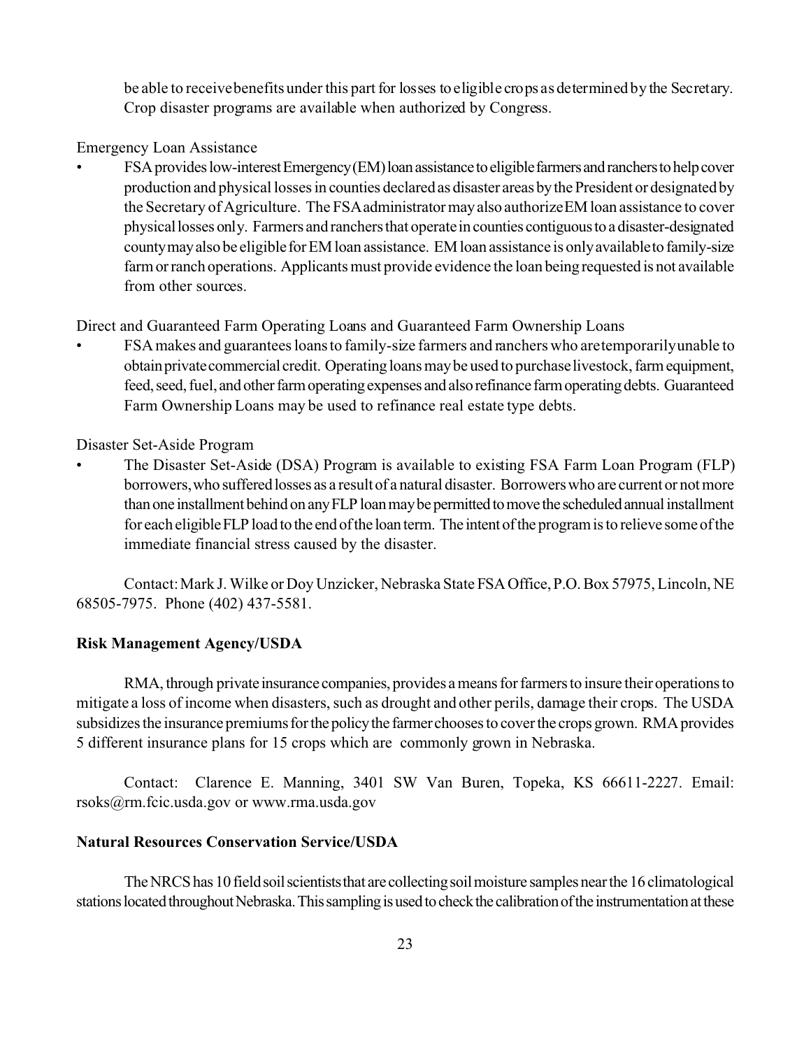be able to receive benefits under this part for losses to eligible crops as determined by the Secretary. Crop disaster programs are available when authorized by Congress.

Emergency Loan Assistance

- FSA provides low-interest Emergency (EM) loan assistance to eligible farmers and ranchers to help cover production and physical losses in counties declared as disaster areas by the President or designated by the Secretary of Agriculture. The FSA administrator may also authorize EM loan assistance to cover physical losses only. Farmers and ranchers that operate in counties contiguous to a disaster-designated county may also be eligible for EM loan assistance. EM loan assistance is only available to family-size farm or ranch operations. Applicants must provide evidence the loan being requested is not available from other sources.

Direct and Guaranteed Farm Operating Loans and Guaranteed Farm Ownership Loans

- FSA makes and guarantees loans to family-size farmers and ranchers who are temporarily unable to obtain private commercial credit. Operating loans may be used to purchase livestock, farm equipment, feed, seed, fuel, and other farm operating expenses and also refinance farm operating debts. Guaranteed Farm Ownership Loans may be used to refinance real estate type debts.

Disaster Set-Aside Program

- The Disaster Set-Aside (DSA) Program is available to existing FSA Farm Loan Program (FLP) borrowers, who suffered losses as a result of a natural disaster. Borrowers who are current or not more than one installment behind on any FLP loan may be permitted to move the scheduled annual installment for each eligible FLP load to the end of the loan term. The intent of the program is to relieve some of the immediate financial stress caused by the disaster.

Contact: Mark J. Wilke or Doy Unzicker, Nebraska State FSA Office, P.O. Box 57975, Lincoln, NE 68505-7975. Phone (402) 437-5581.

**Risk Management Agency/USDA**

RMA, through private insurance companies, provides a means for farmers to insure their operations to mitigate a loss of income when disasters, such as drought and other perils, damage their crops. The USDA subsidizes the insurance premiums for the policy the farmer chooses to cover the crops grown. RMA provides 5 different insurance plans for 15 crops which are commonly grown in Nebraska.

Contact: Clarence E. Manning, 3401 SW Van Buren, Topeka, KS 66611-2227. Email: rsoks@rm.fcic.usda.gov or www.rma.usda.gov

**Natural Resources Conservation Service/USDA**

The NRCS has 10 field soil scientists that are collecting soil moisture samples near the 16 climatological stations located throughout Nebraska. This sampling is used to check the calibration of the instrumentation at these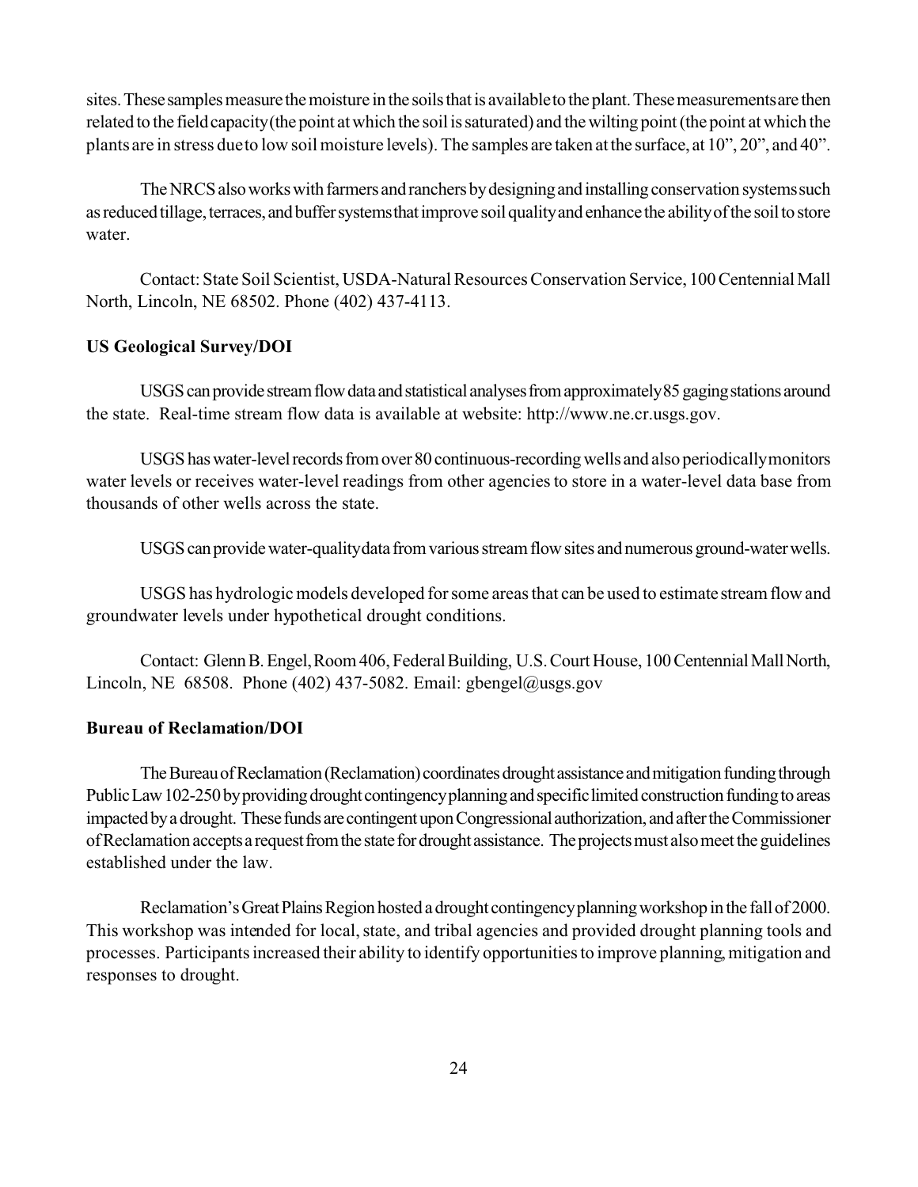sites. These samples measure the moisture in the soils that is available to the plant. These measurements are then related to the field capacity (the point at which the soil is saturated) and the wilting point (the point at which the plants are in stress due to low soil moisture levels). The samples are taken at the surface, at 10", 20", and 40".

The NRCS also works with farmers and ranchers by designing and installing conservation systems such as reduced tillage, terraces, and buffer systems that improve soil quality and enhance the ability of the soil to store water.

Contact: State Soil Scientist, USDA-Natural Resources Conservation Service, 100 Centennial Mall North, Lincoln, NE 68502. Phone (402) 437-4113.

**US Geological Survey/DOI**

USGS can provide stream flow data and statistical analyses from approximately 85 gaging stations around the state. Real-time stream flow data is available at website: http://www.ne.cr.usgs.gov.

USGS has water-level records from over 80 continuous-recording wells and also periodically monitors water levels or receives water-level readings from other agencies to store in a water-level data base from thousands of other wells across the state.

USGS can provide water-quality data from various stream flow sites and numerous ground-water wells.

USGS has hydrologic models developed for some areas that can be used to estimate stream flow and groundwater levels under hypothetical drought conditions.

Contact: Glenn B. Engel, Room 406, Federal Building, U.S. Court House, 100 Centennial Mall North, Lincoln, NE 68508. Phone (402) 437-5082. Email: gbengel@usgs.gov

**Bureau of Reclamation/DOI**

The Bureau of Reclamation (Reclamation) coordinates drought assistance and mitigation funding through Public Law 102-250 by providing drought contingency planning and specific limited construction funding to areas impacted by a drought. These funds are contingent upon Congressional authorization, and after the Commissioner of Reclamation accepts a request from the state for drought assistance. The projects must also meet the guidelines established under the law.

Reclamation's Great Plains Region hosted a drought contingency planning workshop in the fall of 2000. This workshop was intended for local, state, and tribal agencies and provided drought planning tools and processes. Participants increased their ability to identify opportunities to improve planning, mitigation and responses to drought.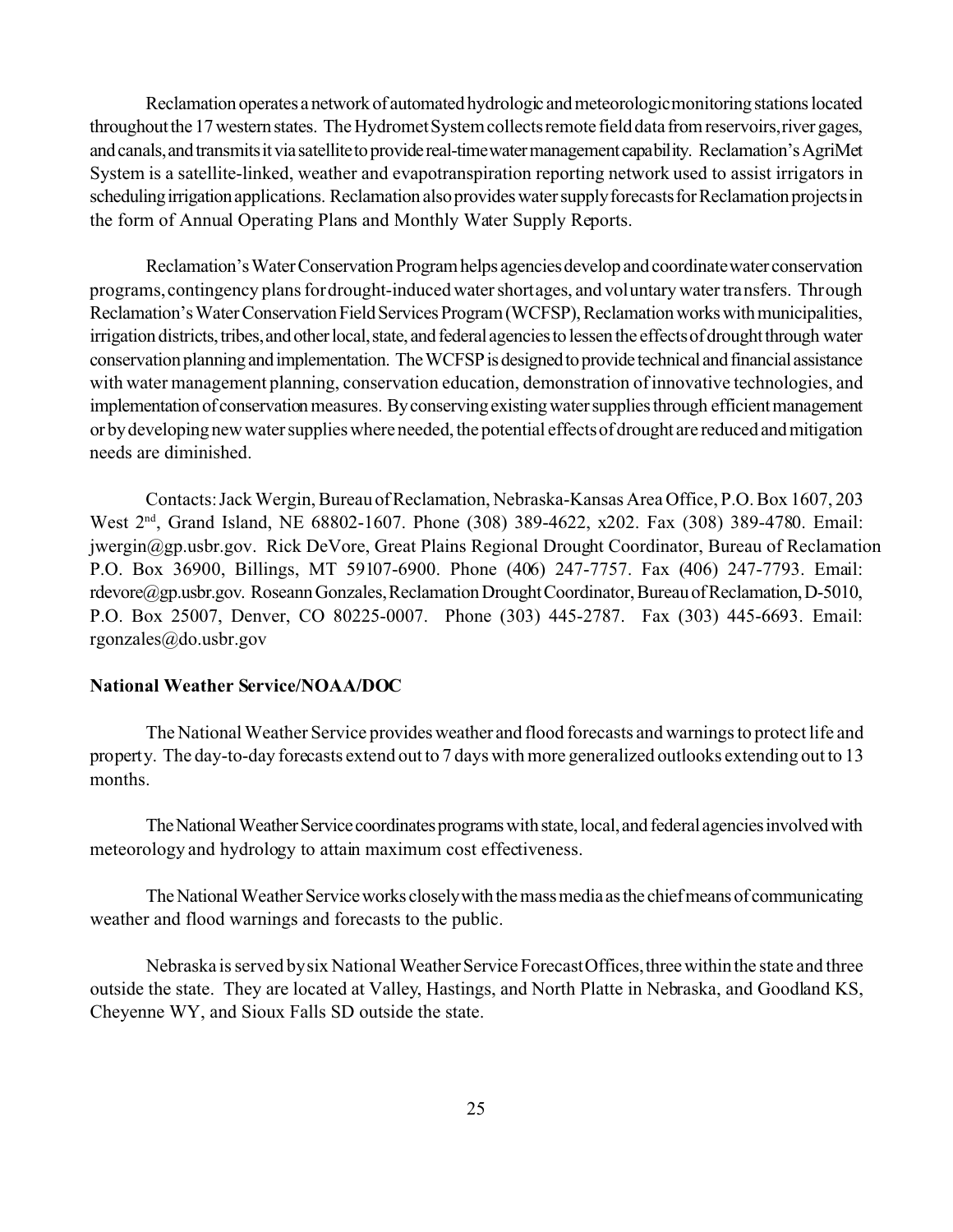Reclamation operates a network of automated hydrologic and meteorologic monitoring stations located throughout the 17 western states. The Hydromet System collects remote field data from reservoirs, river gages, and canals, and transmits it via satellite to provide real-time water management capability. Reclamation's AgriMet System is a satellite-linked, weather and evapotranspiration reporting network used to assist irrigators in scheduling irrigation applications. Reclamation also provides water supply forecasts for Reclamation projects in the form of Annual Operating Plans and Monthly Water Supply Reports.

Reclamation's Water Conservation Program helps agencies develop and coordinate water conservation programs, contingency plans for drought-induced water shortages, and voluntary water transfers. Through Reclamation's Water Conservation Field Services Program (WCFSP), Reclamation works with municipalities, irrigation districts, tribes, and other local, state, and federal agencies to lessen the effects of drought through water conservation planning and implementation. The WCFSP is designed to provide technical and financial assistance with water management planning, conservation education, demonstration of innovative technologies, and implementation of conservation measures. By conserving existing water supplies through efficient management or by developing new water supplies where needed, the potential effects of drought are reduced and mitigation needs are diminished.

Contacts: Jack Wergin, Bureau of Reclamation, Nebraska-Kansas Area Office, P.O. Box 1607, 203 West 2nd, Grand Island, NE 68802-1607. Phone (308) 389-4622, x202. Fax (308) 389-4780. Email: jwergin@gp.usbr.gov. Rick DeVore, Great Plains Regional Drought Coordinator, Bureau of Reclamation P.O. Box 36900, Billings, MT 59107-6900. Phone (406) 247-7757. Fax (406) 247-7793. Email: rdevore@gp.usbr.gov. Roseann Gonzales, Reclamation Drought Coordinator, Bureau of Reclamation, D-5010, P.O. Box 25007, Denver, CO 80225-0007. Phone (303) 445-2787. Fax (303) 445-6693. Email: rgonzales@do.usbr.gov

**National Weather Service/NOAA/DOC**

The National Weather Service provides weather and flood forecasts and warnings to protect life and property. The day-to-day forecasts extend out to 7 days with more generalized outlooks extending out to 13 months.

The National Weather Service coordinates programs with state, local, and federal agencies involved with meteorology and hydrology to attain maximum cost effectiveness.

The National Weather Service works closely with the mass media as the chief means of communicating weather and flood warnings and forecasts to the public.

Nebraska is served by six National Weather Service Forecast Offices, three within the state and three outside the state. They are located at Valley, Hastings, and North Platte in Nebraska, and Goodland KS, Cheyenne WY, and Sioux Falls SD outside the state.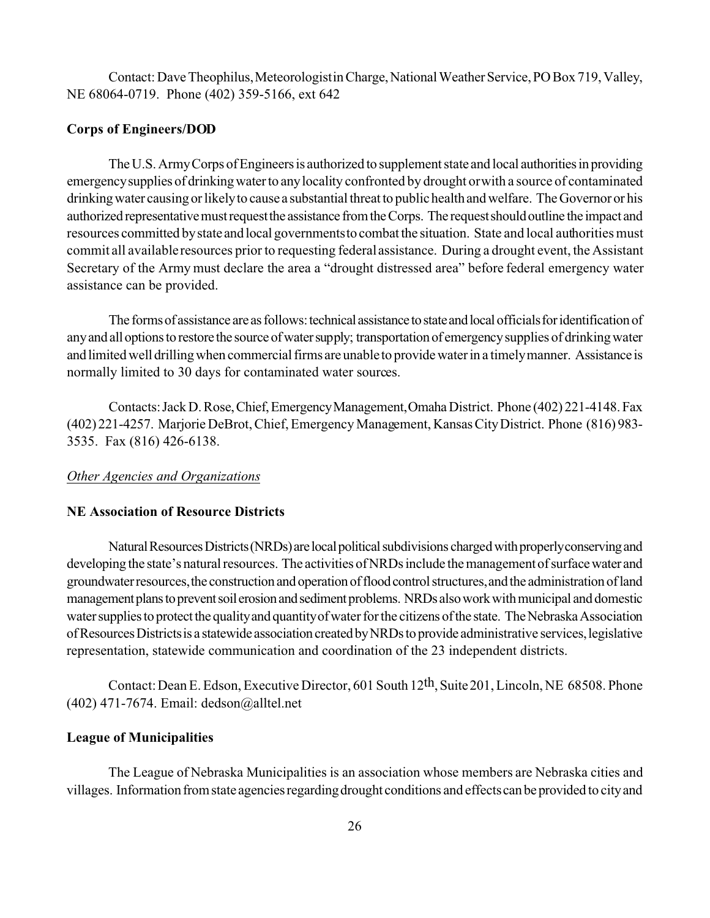Contact: Dave Theophilus, Meteorologist in Charge, National Weather Service, PO Box 719, Valley, NE 68064-0719. Phone (402) 359-5166, ext 642

**Corps of Engineers/DOD**

The U.S. Army Corps of Engineers is authorized to supplement state and local authorities in providing emergency supplies of drinking water to any locality confronted by drought or with a source of contaminated drinking water causing or likely to cause a substantial threat to public health and welfare. The Governor or his authorized representative must request the assistance from the Corps. The request should outline the impact and resources committed by state and local governments to combat the situation. State and local authorities must commit all available resources prior to requesting federal assistance. During a drought event, the Assistant Secretary of the Army must declare the area a "drought distressed area" before federal emergency water assistance can be provided.

The forms of assistance are as follows: technical assistance to state and local officials for identification of any and all options to restore the source of water supply; transportation of emergency supplies of drinking water and limited well drilling when commercial firms are unable to provide water in a timely manner. Assistance is normally limited to 30 days for contaminated water sources.

Contacts: Jack D. Rose, Chief, Emergency Management, Omaha District. Phone (402) 221-4148. Fax (402) 221-4257. Marjorie DeBrot, Chief, Emergency Management, Kansas City District. Phone (816) 983-3535. Fax (816) 426-6138.

*Other Agencies and Organizations*

**NE Association of Resource Districts**

Natural Resources Districts (NRDs) are local political subdivisions charged with properly conserving and developing the state's natural resources. The activities of NRDs include the management of surface water and groundwater resources, the construction and operation of flood control structures, and the administration of land management plans to prevent soil erosion and sediment problems. NRDs also work with municipal and domestic water supplies to protect the quality and quantity of water for the citizens of the state. The Nebraska Association of Resources Districts is a statewide association created by NRDs to provide administrative services, legislative representation, statewide communication and coordination of the 23 independent districts.

Contact: Dean E. Edson, Executive Director, 601 South 12th, Suite 201, Lincoln, NE 68508. Phone (402) 471-7674. Email: dedson@alltel.net

**League of Municipalities**

The League of Nebraska Municipalities is an association whose members are Nebraska cities and villages. Information from state agencies regarding drought conditions and effects can be provided to city and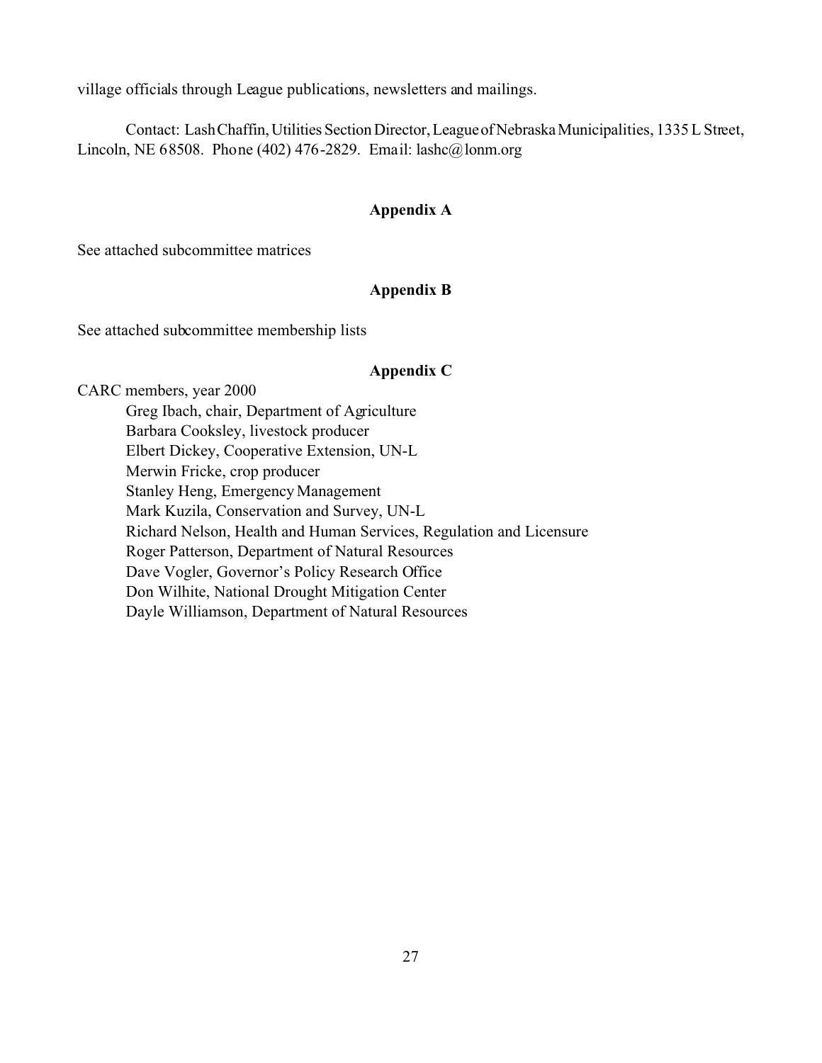village officials through League publications, newsletters and mailings.

Contact: Lash Chaffin, Utilities Section Director, League of Nebraska Municipalities, 1335 L Street, Lincoln, NE 68508. Phone (402) 476-2829. Email: lashc@lonm.org

## Appendix A

See attached subcommittee matrices

## Appendix B

See attached subcommittee membership lists

## Appendix C

CARC members, year 2000

- Greg Ibach, chair, Department of Agriculture
- Barbara Cooksley, livestock producer
- Elbert Dickey, Cooperative Extension, UN-L
- Merwin Fricke, crop producer
- Stanley Heng, Emergency Management
- Mark Kuzila, Conservation and Survey, UN-L
- Richard Nelson, Health and Human Services, Regulation and Licensure
- Roger Patterson, Department of Natural Resources
- Dave Vogler, Governor's Policy Research Office
- Don Wilhite, National Drought Mitigation Center
- Dayle Williamson, Department of Natural Resources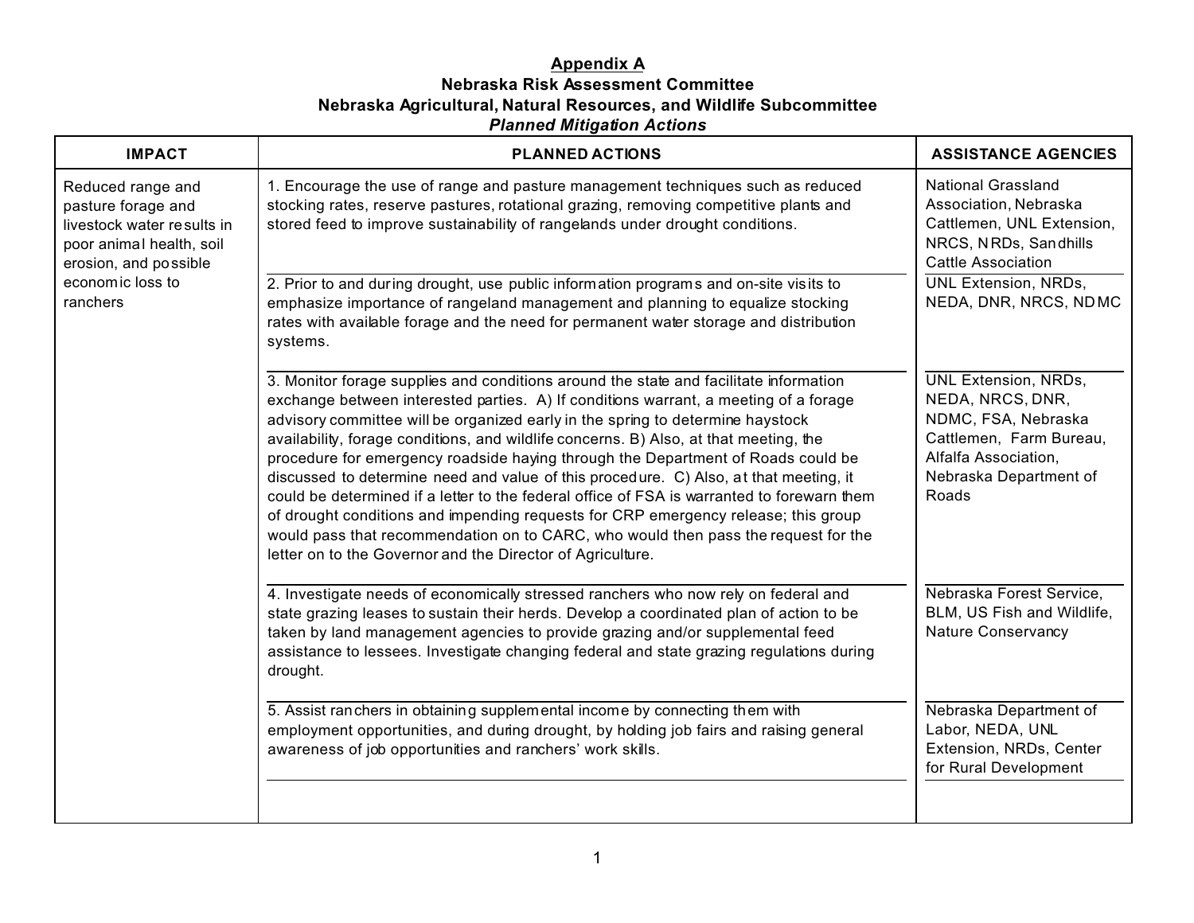## Appendix A

### Nebraska Risk Assessment Committee

### Nebraska Agricultural, Natural Resources, and Wildlife Subcommittee

### *Planned Mitigation Actions*

| IMPACT | PLANNED ACTIONS | ASSISTANCE AGENCIES |
|---|---|---|
| Reduced range and pasture forage and livestock water results in poor animal health, soil erosion, and possible economic loss to ranchers | 1. Encourage the use of range and pasture management techniques such as reduced stocking rates, reserve pastures, rotational grazing, removing competitive plants and stored feed to improve sustainability of rangelands under drought conditions. | National Grassland Association, Nebraska Cattlemen, UNL Extension, NRCS, NRDs, Sandhills Cattle Association |
| | 2. Prior to and during drought, use public information programs and on-site visits to emphasize importance of rangeland management and planning to equalize stocking rates with available forage and the need for permanent water storage and distribution systems. | UNL Extension, NRDs, NEDA, DNR, NRCS, NDMC |
| | 3. Monitor forage supplies and conditions around the state and facilitate information exchange between interested parties. A) If conditions warrant, a meeting of a forage advisory committee will be organized early in the spring to determine haystock availability, forage conditions, and wildlife concerns. B) Also, at that meeting, the procedure for emergency roadside haying through the Department of Roads could be discussed to determine need and value of this procedure. C) Also, at that meeting, it could be determined if a letter to the federal office of FSA is warranted to forewarn them of drought conditions and impending requests for CRP emergency release; this group would pass that recommendation on to CARC, who would then pass the request for the letter on to the Governor and the Director of Agriculture. | UNL Extension, NRDs, NEDA, NRCS, DNR, NDMC, FSA, Nebraska Cattlemen, Farm Bureau, Alfalfa Association, Nebraska Department of Roads |
| | 4. Investigate needs of economically stressed ranchers who now rely on federal and state grazing leases to sustain their herds. Develop a coordinated plan of action to be taken by land management agencies to provide grazing and/or supplemental feed assistance to lessees. Investigate changing federal and state grazing regulations during drought. | Nebraska Forest Service, BLM, US Fish and Wildlife, Nature Conservancy |
| | 5. Assist ranchers in obtaining supplemental income by connecting them with employment opportunities, and during drought, by holding job fairs and raising general awareness of job opportunities and ranchers' work skills. | Nebraska Department of Labor, NEDA, UNL Extension, NRDs, Center for Rural Development |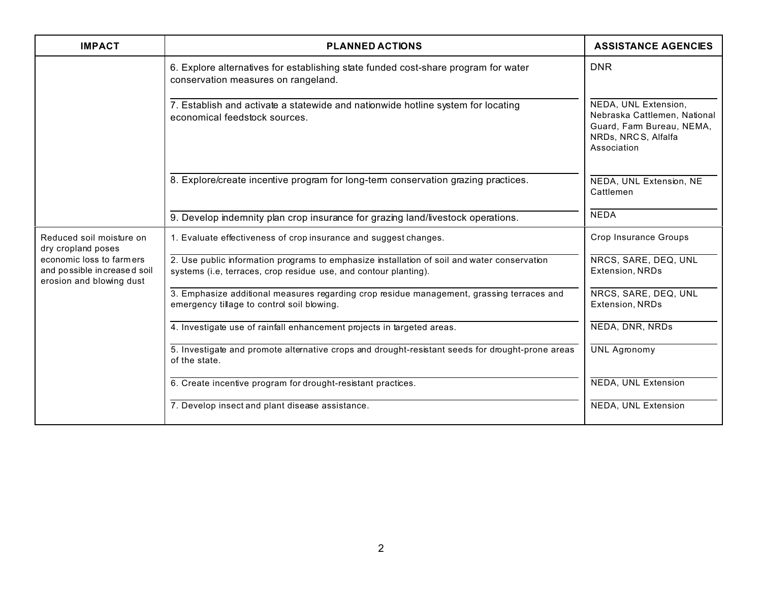| IMPACT | PLANNED ACTIONS | ASSISTANCE AGENCIES |
|---|---|---|
| | 6. Explore alternatives for establishing state funded cost-share program for water conservation measures on rangeland. | DNR |
| | 7. Establish and activate a statewide and nationwide hotline system for locating economical feedstock sources. | NEDA, UNL Extension, Nebraska Cattlemen, National Guard, Farm Bureau, NEMA, NRDs, NRCS, Alfalfa Association |
| | 8. Explore/create incentive program for long-term conservation grazing practices. | NEDA, UNL Extension, NE Cattlemen |
| | 9. Develop indemnity plan crop insurance for grazing land/livestock operations. | NEDA |
| Reduced soil moisture on dry cropland poses economic loss to farmers and possible increased soil erosion and blowing dust | 1. Evaluate effectiveness of crop insurance and suggest changes. | Crop Insurance Groups |
| | 2. Use public information programs to emphasize installation of soil and water conservation systems (i.e, terraces, crop residue use, and contour planting). | NRCS, SARE, DEQ, UNL Extension, NRDs |
| | 3. Emphasize additional measures regarding crop residue management, grassing terraces and emergency tillage to control soil blowing. | NRCS, SARE, DEQ, UNL Extension, NRDs |
| | 4. Investigate use of rainfall enhancement projects in targeted areas. | NEDA, DNR, NRDs |
| | 5. Investigate and promote alternative crops and drought-resistant seeds for drought-prone areas of the state. | UNL Agronomy |
| | 6. Create incentive program for drought-resistant practices. | NEDA, UNL Extension |
| | 7. Develop insect and plant disease assistance. | NEDA, UNL Extension |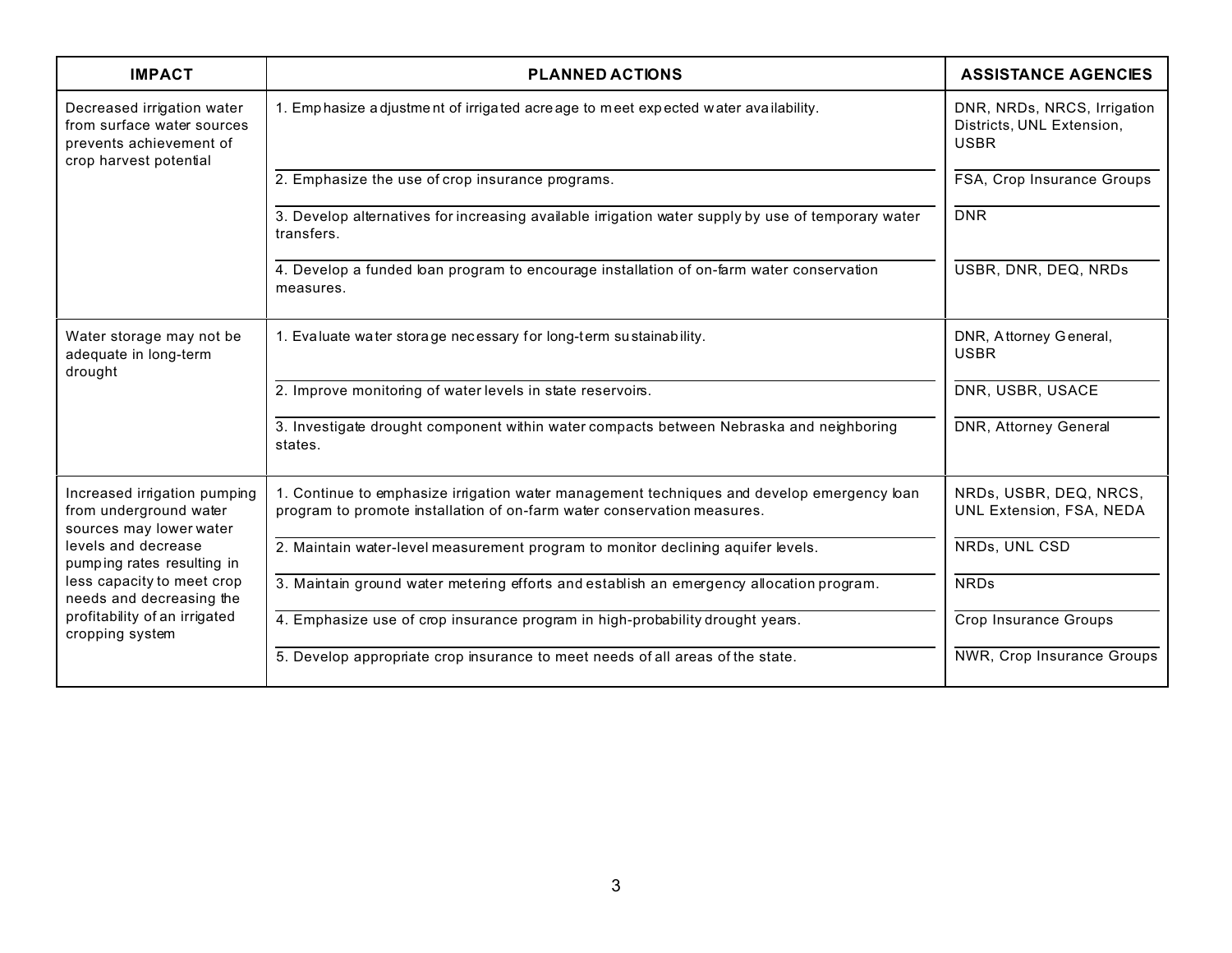| IMPACT | PLANNED ACTIONS | ASSISTANCE AGENCIES |
|---|---|---|
| Decreased irrigation water from surface water sources prevents achievement of crop harvest potential | 1. Emphasize adjustment of irrigated acreage to meet expected water availability. | DNR, NRDs, NRCS, Irrigation Districts, UNL Extension, USBR |
| | 2. Emphasize the use of crop insurance programs. | FSA, Crop Insurance Groups |
| | 3. Develop alternatives for increasing available irrigation water supply by use of temporary water transfers. | DNR |
| | 4. Develop a funded loan program to encourage installation of on-farm water conservation measures. | USBR, DNR, DEQ, NRDs |
| Water storage may not be adequate in long-term drought | 1. Evaluate water storage necessary for long-term sustainability. | DNR, Attorney General, USBR |
| | 2. Improve monitoring of water levels in state reservoirs. | DNR, USBR, USACE |
| | 3. Investigate drought component within water compacts between Nebraska and neighboring states. | DNR, Attorney General |
| Increased irrigation pumping from underground water sources may lower water levels and decrease pumping rates resulting in less capacity to meet crop needs and decreasing the profitability of an irrigated cropping system | 1. Continue to emphasize irrigation water management techniques and develop emergency loan program to promote installation of on-farm water conservation measures. | NRDs, USBR, DEQ, NRCS, UNL Extension, FSA, NEDA |
| | 2. Maintain water-level measurement program to monitor declining aquifer levels. | NRDs, UNL CSD |
| | 3. Maintain ground water metering efforts and establish an emergency allocation program. | NRDs |
| | 4. Emphasize use of crop insurance program in high-probability drought years. | Crop Insurance Groups |
| | 5. Develop appropriate crop insurance to meet needs of all areas of the state. | NWR, Crop Insurance Groups |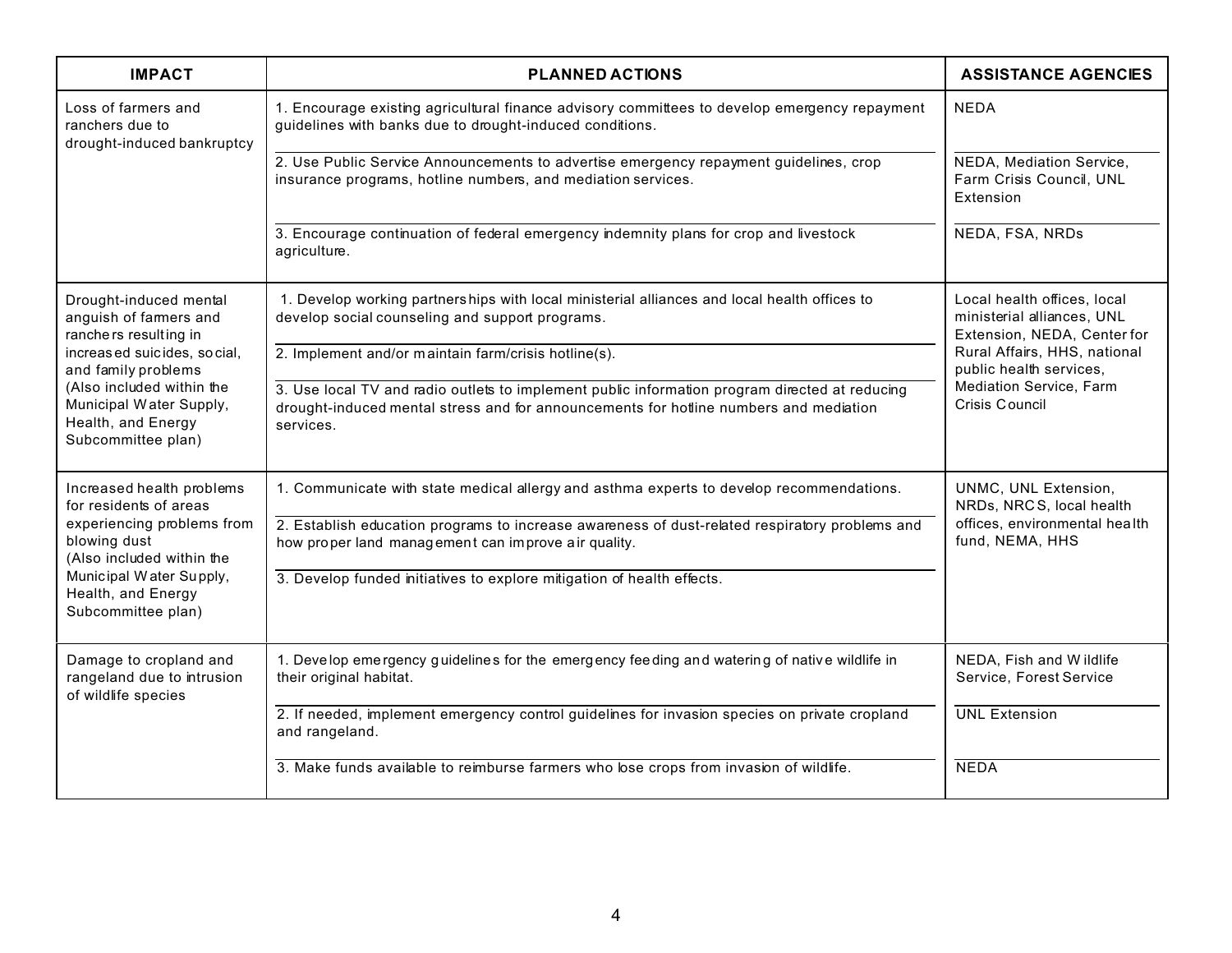| IMPACT | PLANNED ACTIONS | ASSISTANCE AGENCIES |
|---|---|---|
| Loss of farmers and ranchers due to drought-induced bankruptcy | 1. Encourage existing agricultural finance advisory committees to develop emergency repayment guidelines with banks due to drought-induced conditions. | NEDA |
| | 2. Use Public Service Announcements to advertise emergency repayment guidelines, crop insurance programs, hotline numbers, and mediation services. | NEDA, Mediation Service, Farm Crisis Council, UNL Extension |
| | 3. Encourage continuation of federal emergency indemnity plans for crop and livestock agriculture. | NEDA, FSA, NRDs |
| Drought-induced mental anguish of farmers and ranchers resulting in increased suicides, social, and family problems (Also included within the Municipal Water Supply, Health, and Energy Subcommittee plan) | 1. Develop working partnerships with local ministerial alliances and local health offices to develop social counseling and support programs. | Local health offices, local ministerial alliances, UNL Extension, NEDA, Center for Rural Affairs, HHS, national public health services, Mediation Service, Farm Crisis Council |
| | 2. Implement and/or maintain farm/crisis hotline(s). | |
| | 3. Use local TV and radio outlets to implement public information program directed at reducing drought-induced mental stress and for announcements for hotline numbers and mediation services. | |
| Increased health problems for residents of areas experiencing problems from blowing dust (Also included within the Municipal Water Supply, Health, and Energy Subcommittee plan) | 1. Communicate with state medical allergy and asthma experts to develop recommendations. | UNMC, UNL Extension, NRDs, NRCS, local health offices, environmental health fund, NEMA, HHS |
| | 2. Establish education programs to increase awareness of dust-related respiratory problems and how proper land management can improve air quality. | |
| | 3. Develop funded initiatives to explore mitigation of health effects. | |
| Damage to cropland and rangeland due to intrusion of wildlife species | 1. Develop emergency guidelines for the emergency feeding and watering of native wildlife in their original habitat. | NEDA, Fish and Wildlife Service, Forest Service |
| | 2. If needed, implement emergency control guidelines for invasion species on private cropland and rangeland. | UNL Extension |
| | 3. Make funds available to reimburse farmers who lose crops from invasion of wildlife. | NEDA |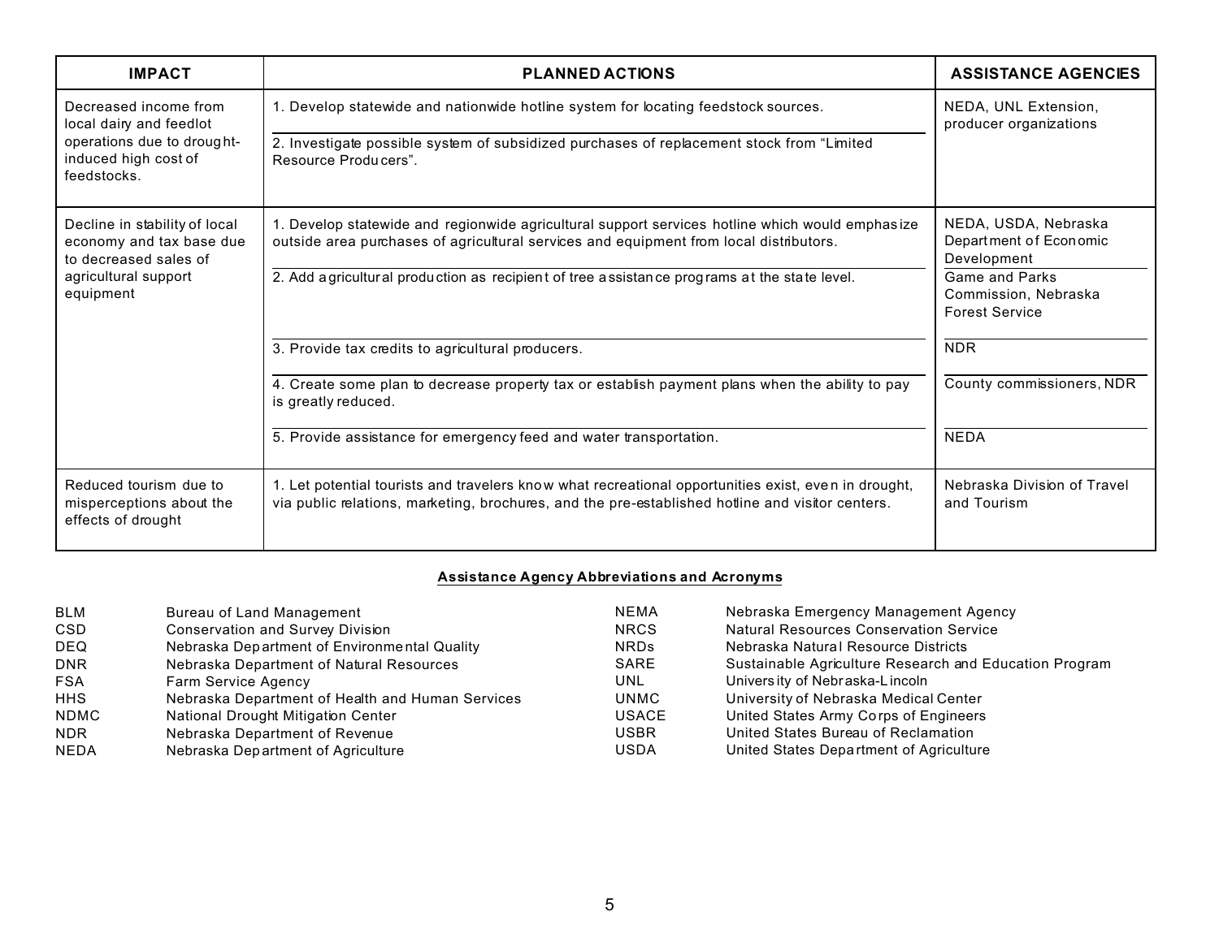| IMPACT | PLANNED ACTIONS | ASSISTANCE AGENCIES |
|---|---|---|
| Decreased income from local dairy and feedlot operations due to drought-induced high cost of feedstocks. | 1. Develop statewide and nationwide hotline system for locating feedstock sources. | NEDA, UNL Extension, producer organizations |
| | 2. Investigate possible system of subsidized purchases of replacement stock from "Limited Resource Producers". | |
| Decline in stability of local economy and tax base due to decreased sales of agricultural support equipment | 1. Develop statewide and regionwide agricultural support services hotline which would emphasize outside area purchases of agricultural services and equipment from local distributors. | NEDA, USDA, Nebraska Department of Economic Development |
| | 2. Add agricultural production as recipient of tree assistance programs at the state level. | Game and Parks Commission, Nebraska Forest Service |
| | 3. Provide tax credits to agricultural producers. | NDR |
| | 4. Create some plan to decrease property tax or establish payment plans when the ability to pay is greatly reduced. | County commissioners, NDR |
| | 5. Provide assistance for emergency feed and water transportation. | NEDA |
| Reduced tourism due to misperceptions about the effects of drought | 1. Let potential tourists and travelers know what recreational opportunities exist, even in drought, via public relations, marketing, brochures, and the pre-established hotline and visitor centers. | Nebraska Division of Travel and Tourism |

**Assistance Agency Abbreviations and Acronyms**

| | |
|---|---|
| BLM | Bureau of Land Management |
| CSD | Conservation and Survey Division |
| DEQ | Nebraska Department of Environmental Quality |
| DNR | Nebraska Department of Natural Resources |
| FSA | Farm Service Agency |
| HHS | Nebraska Department of Health and Human Services |
| NDMC | National Drought Mitigation Center |
| NDR | Nebraska Department of Revenue |
| NEDA | Nebraska Department of Agriculture |
| NEMA | Nebraska Emergency Management Agency |
| NRCS | Natural Resources Conservation Service |
| NRDs | Nebraska Natural Resource Districts |
| SARE | Sustainable Agriculture Research and Education Program |
| UNL | University of Nebraska-Lincoln |
| UNMC | University of Nebraska Medical Center |
| USACE | United States Army Corps of Engineers |
| USBR | United States Bureau of Reclamation |
| USDA | United States Department of Agriculture |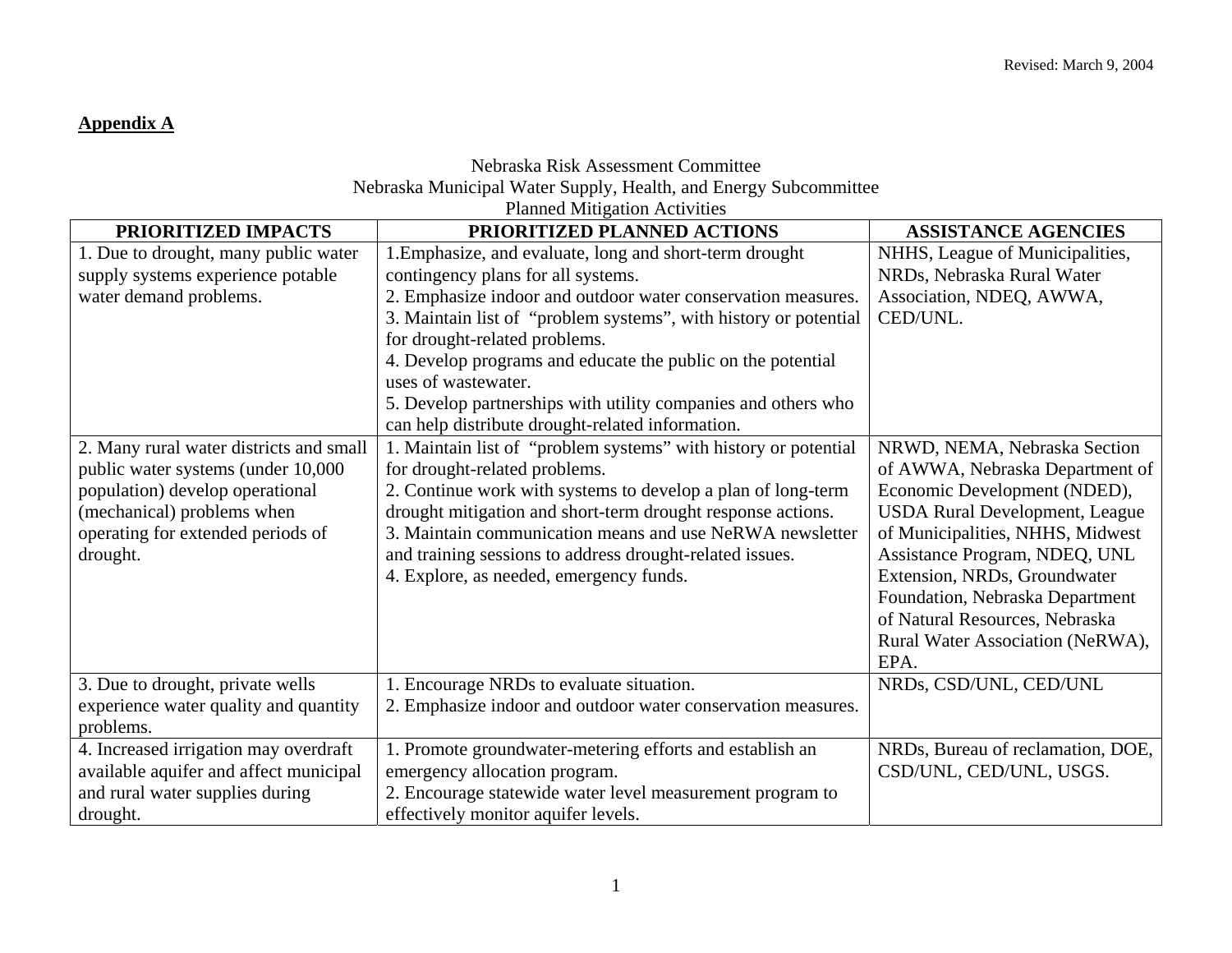Revised: March 9, 2004

## Appendix A

Nebraska Risk Assessment Committee
Nebraska Municipal Water Supply, Health, and Energy Subcommittee
Planned Mitigation Activities

| PRIORITIZED IMPACTS | PRIORITIZED PLANNED ACTIONS | ASSISTANCE AGENCIES |
|---|---|---|
| 1. Due to drought, many public water supply systems experience potable water demand problems. | 1.Emphasize, and evaluate, long and short-term drought contingency plans for all systems.<br>2. Emphasize indoor and outdoor water conservation measures.<br>3. Maintain list of "problem systems", with history or potential for drought-related problems.<br>4. Develop programs and educate the public on the potential uses of wastewater.<br>5. Develop partnerships with utility companies and others who can help distribute drought-related information. | NHHS, League of Municipalities, NRDs, Nebraska Rural Water Association, NDEQ, AWWA, CED/UNL. |
| 2. Many rural water districts and small public water systems (under 10,000 population) develop operational (mechanical) problems when operating for extended periods of drought. | 1. Maintain list of "problem systems" with history or potential for drought-related problems.<br>2. Continue work with systems to develop a plan of long-term drought mitigation and short-term drought response actions.<br>3. Maintain communication means and use NeRWA newsletter and training sessions to address drought-related issues.<br>4. Explore, as needed, emergency funds. | NRWD, NEMA, Nebraska Section of AWWA, Nebraska Department of Economic Development (NDED), USDA Rural Development, League of Municipalities, NHHS, Midwest Assistance Program, NDEQ, UNL Extension, NRDs, Groundwater Foundation, Nebraska Department of Natural Resources, Nebraska Rural Water Association (NeRWA), EPA. |
| 3. Due to drought, private wells experience water quality and quantity problems. | 1. Encourage NRDs to evaluate situation.<br>2. Emphasize indoor and outdoor water conservation measures. | NRDs, CSD/UNL, CED/UNL |
| 4. Increased irrigation may overdraft available aquifer and affect municipal and rural water supplies during drought. | 1. Promote groundwater-metering efforts and establish an emergency allocation program.<br>2. Encourage statewide water level measurement program to effectively monitor aquifer levels. | NRDs, Bureau of reclamation, DOE, CSD/UNL, CED/UNL, USGS. |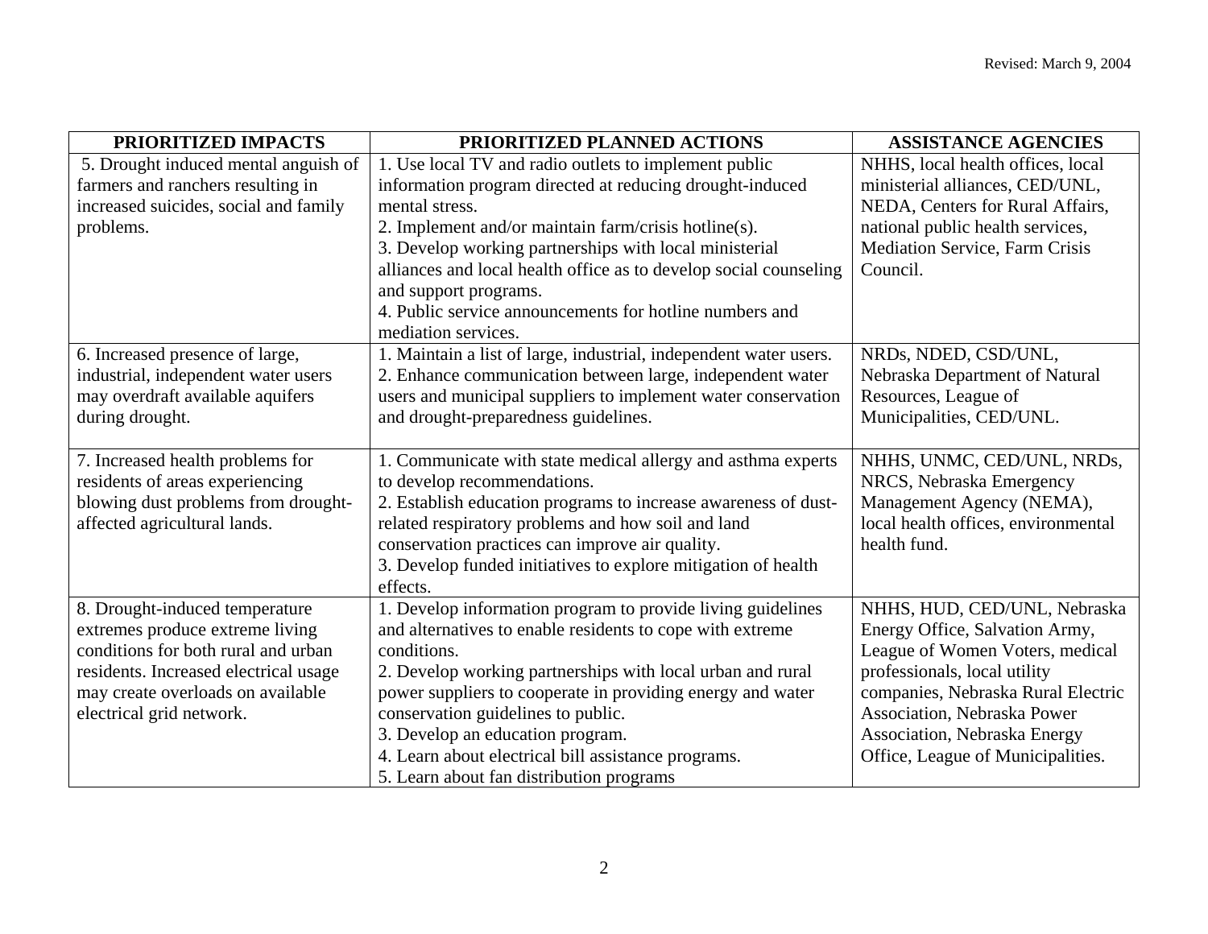Revised: March 9, 2004

| PRIORITIZED IMPACTS | PRIORITIZED PLANNED ACTIONS | ASSISTANCE AGENCIES |
| --- | --- | --- |
| 5. Drought induced mental anguish of farmers and ranchers resulting in increased suicides, social and family problems. | 1. Use local TV and radio outlets to implement public information program directed at reducing drought-induced mental stress.<br>2. Implement and/or maintain farm/crisis hotline(s).<br>3. Develop working partnerships with local ministerial alliances and local health office as to develop social counseling and support programs.<br>4. Public service announcements for hotline numbers and mediation services. | NHHS, local health offices, local ministerial alliances, CED/UNL, NEDA, Centers for Rural Affairs, national public health services, Mediation Service, Farm Crisis Council. |
| 6. Increased presence of large, industrial, independent water users may overdraft available aquifers during drought. | 1. Maintain a list of large, industrial, independent water users.<br>2. Enhance communication between large, independent water users and municipal suppliers to implement water conservation and drought-preparedness guidelines. | NRDs, NDED, CSD/UNL, Nebraska Department of Natural Resources, League of Municipalities, CED/UNL. |
| 7. Increased health problems for residents of areas experiencing blowing dust problems from drought-affected agricultural lands. | 1. Communicate with state medical allergy and asthma experts to develop recommendations.<br>2. Establish education programs to increase awareness of dust-related respiratory problems and how soil and land conservation practices can improve air quality.<br>3. Develop funded initiatives to explore mitigation of health effects. | NHHS, UNMC, CED/UNL, NRDs, NRCS, Nebraska Emergency Management Agency (NEMA), local health offices, environmental health fund. |
| 8. Drought-induced temperature extremes produce extreme living conditions for both rural and urban residents. Increased electrical usage may create overloads on available electrical grid network. | 1. Develop information program to provide living guidelines and alternatives to enable residents to cope with extreme conditions.<br>2. Develop working partnerships with local urban and rural power suppliers to cooperate in providing energy and water conservation guidelines to public.<br>3. Develop an education program.<br>4. Learn about electrical bill assistance programs.<br>5. Learn about fan distribution programs | NHHS, HUD, CED/UNL, Nebraska Energy Office, Salvation Army, League of Women Voters, medical professionals, local utility companies, Nebraska Rural Electric Association, Nebraska Power Association, Nebraska Energy Office, League of Municipalities. |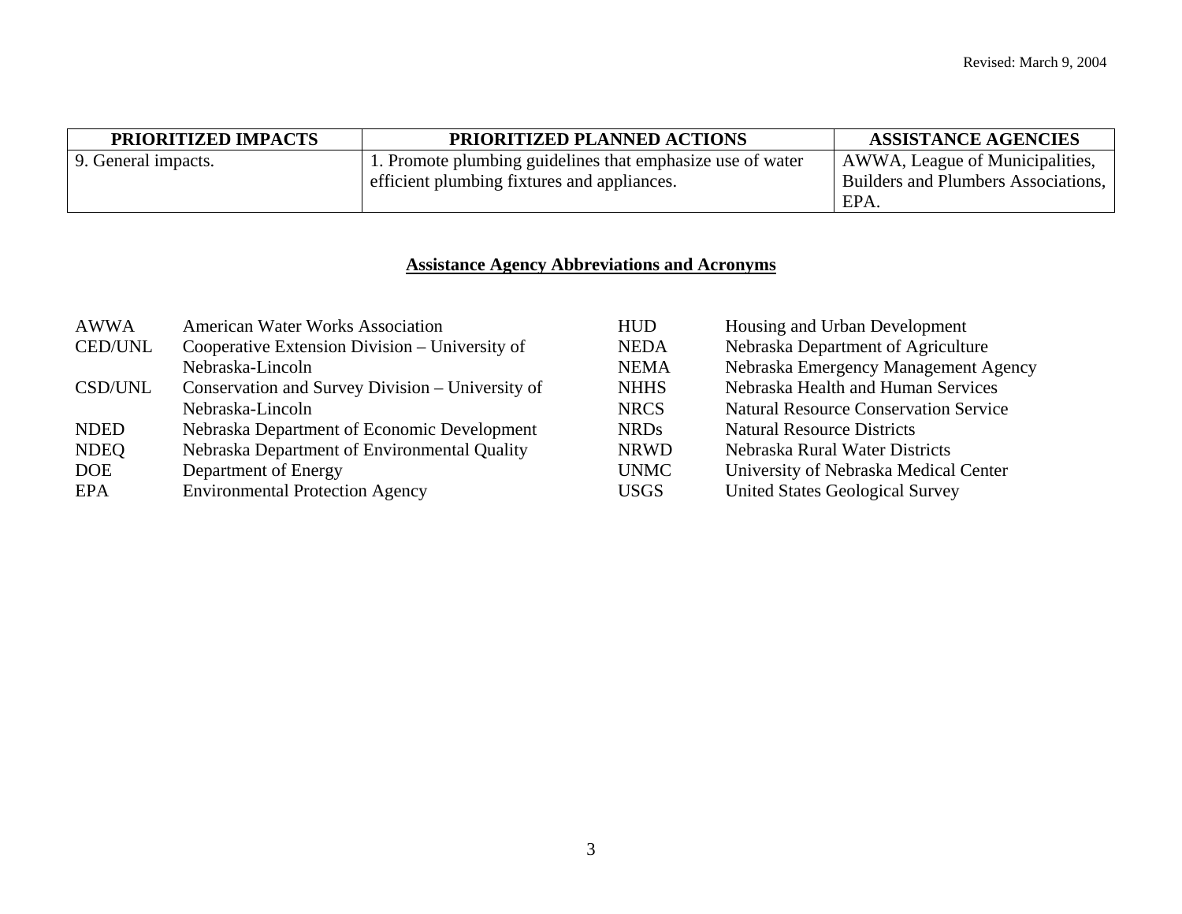| PRIORITIZED IMPACTS | PRIORITIZED PLANNED ACTIONS | ASSISTANCE AGENCIES |
|---|---|---|
| 9. General impacts. | 1. Promote plumbing guidelines that emphasize use of water efficient plumbing fixtures and appliances. | AWWA, League of Municipalities, Builders and Plumbers Associations, EPA. |

**Assistance Agency Abbreviations and Acronyms**

| | |
|---|---|
| AWWA | American Water Works Association |
| CED/UNL | Cooperative Extension Division – University of Nebraska-Lincoln |
| CSD/UNL | Conservation and Survey Division – University of Nebraska-Lincoln |
| NDED | Nebraska Department of Economic Development |
| NDEQ | Nebraska Department of Environmental Quality |
| DOE | Department of Energy |
| EPA | Environmental Protection Agency |
| HUD | Housing and Urban Development |
| NEDA | Nebraska Department of Agriculture |
| NEMA | Nebraska Emergency Management Agency |
| NHHS | Nebraska Health and Human Services |
| NRCS | Natural Resource Conservation Service |
| NRDs | Natural Resource Districts |
| NRWD | Nebraska Rural Water Districts |
| UNMC | University of Nebraska Medical Center |
| USGS | United States Geological Survey |